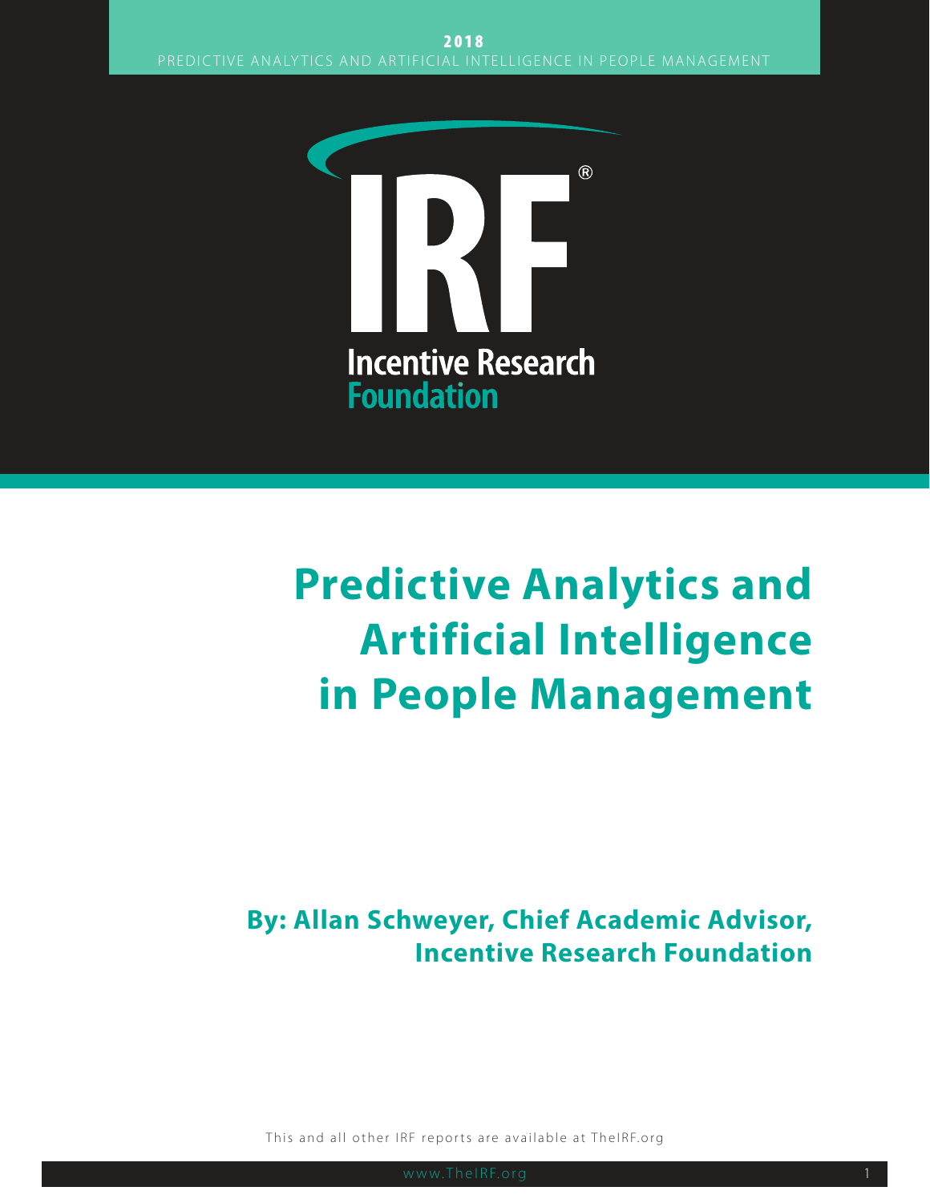2018

PREDICTIVE ANALYTICS AND ARTIFICIAL INTELLIGENCE IN PEOPLE MANAGEMENT

IRF®

Incentive Research Foundation

# Predictive Analytics and Artificial Intelligence in People Management

**By: Allan Schweyer, Chief Academic Advisor, Incentive Research Foundation**

This and all other IRF reports are available at TheIRF.org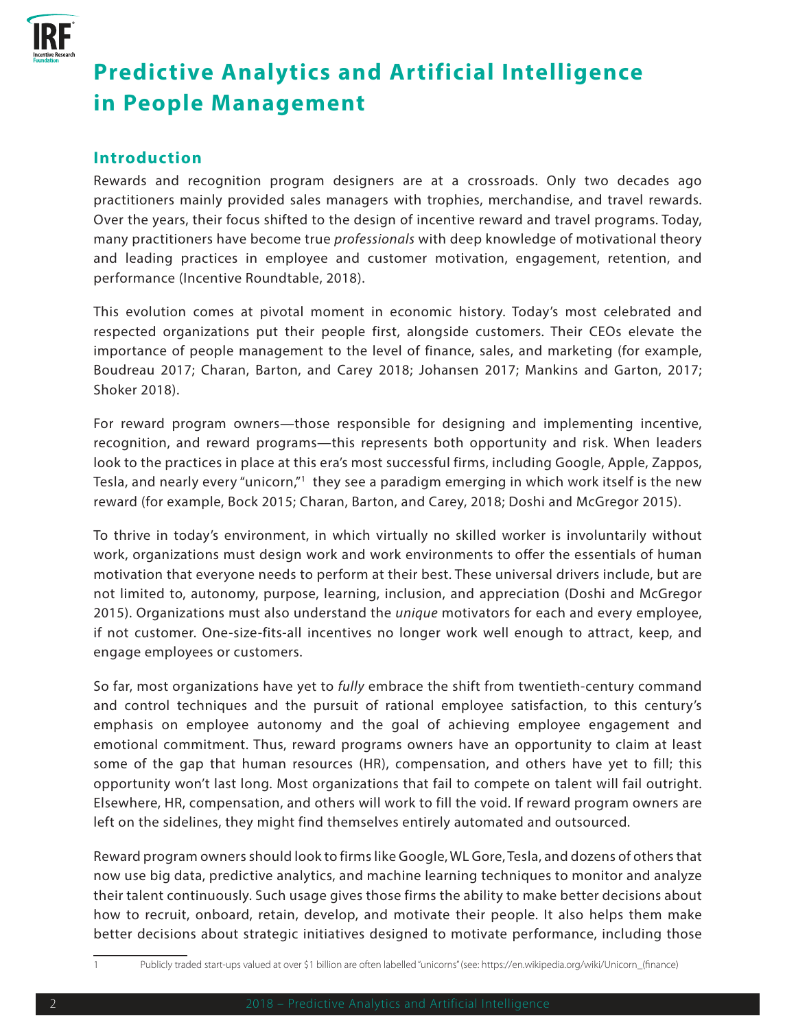# Predictive Analytics and Artificial Intelligence in People Management

## Introduction

Rewards and recognition program designers are at a crossroads. Only two decades ago practitioners mainly provided sales managers with trophies, merchandise, and travel rewards. Over the years, their focus shifted to the design of incentive reward and travel programs. Today, many practitioners have become true *professionals* with deep knowledge of motivational theory and leading practices in employee and customer motivation, engagement, retention, and performance (Incentive Roundtable, 2018).

This evolution comes at pivotal moment in economic history. Today's most celebrated and respected organizations put their people first, alongside customers. Their CEOs elevate the importance of people management to the level of finance, sales, and marketing (for example, Boudreau 2017; Charan, Barton, and Carey 2018; Johansen 2017; Mankins and Garton, 2017; Shoker 2018).

For reward program owners—those responsible for designing and implementing incentive, recognition, and reward programs—this represents both opportunity and risk. When leaders look to the practices in place at this era's most successful firms, including Google, Apple, Zappos, Tesla, and nearly every "unicorn,"[1] they see a paradigm emerging in which work itself is the new reward (for example, Bock 2015; Charan, Barton, and Carey, 2018; Doshi and McGregor 2015).

To thrive in today's environment, in which virtually no skilled worker is involuntarily without work, organizations must design work and work environments to offer the essentials of human motivation that everyone needs to perform at their best. These universal drivers include, but are not limited to, autonomy, purpose, learning, inclusion, and appreciation (Doshi and McGregor 2015). Organizations must also understand the *unique* motivators for each and every employee, if not customer. One-size-fits-all incentives no longer work well enough to attract, keep, and engage employees or customers.

So far, most organizations have yet to *fully* embrace the shift from twentieth-century command and control techniques and the pursuit of rational employee satisfaction, to this century's emphasis on employee autonomy and the goal of achieving employee engagement and emotional commitment. Thus, reward programs owners have an opportunity to claim at least some of the gap that human resources (HR), compensation, and others have yet to fill; this opportunity won't last long. Most organizations that fail to compete on talent will fail outright. Elsewhere, HR, compensation, and others will work to fill the void. If reward program owners are left on the sidelines, they might find themselves entirely automated and outsourced.

Reward program owners should look to firms like Google, WL Gore, Tesla, and dozens of others that now use big data, predictive analytics, and machine learning techniques to monitor and analyze their talent continuously. Such usage gives those firms the ability to make better decisions about how to recruit, onboard, retain, develop, and motivate their people. It also helps them make better decisions about strategic initiatives designed to motivate performance, including those

[1] Publicly traded start-ups valued at over $1 billion are often labelled "unicorns" (see: https://en.wikipedia.org/wiki/Unicorn_(finance)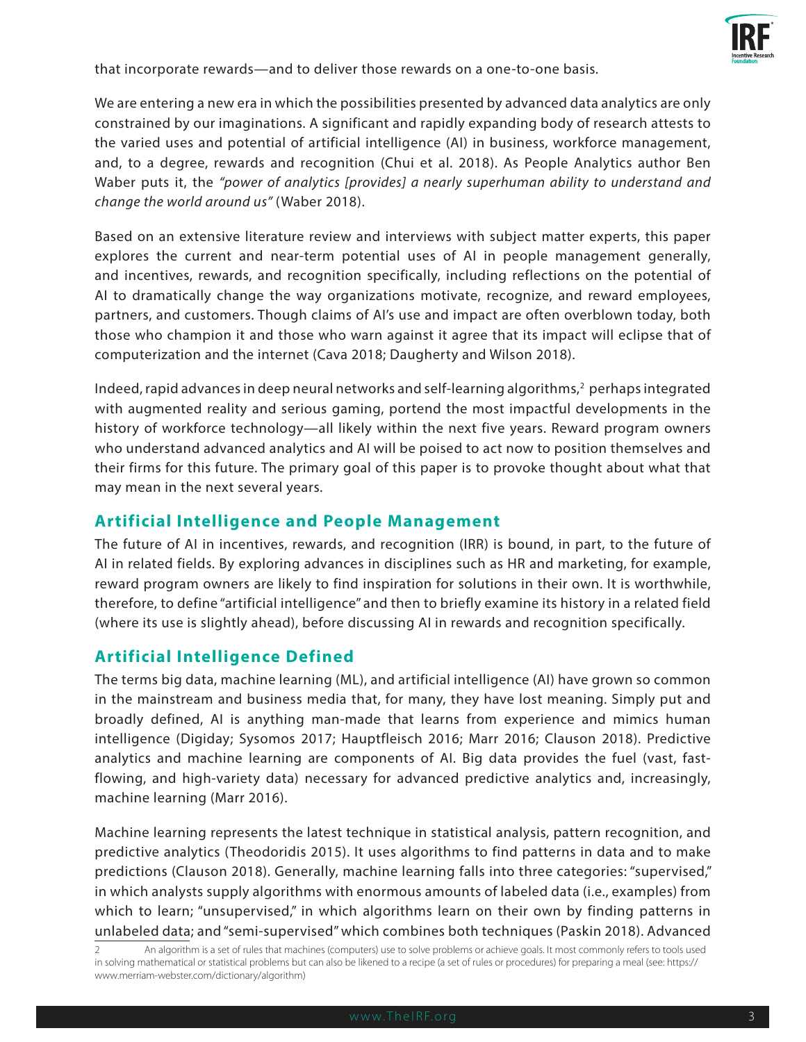that incorporate rewards—and to deliver those rewards on a one-to-one basis.

We are entering a new era in which the possibilities presented by advanced data analytics are only constrained by our imaginations. A significant and rapidly expanding body of research attests to the varied uses and potential of artificial intelligence (AI) in business, workforce management, and, to a degree, rewards and recognition (Chui et al. 2018). As People Analytics author Ben Waber puts it, the *"power of analytics [provides] a nearly superhuman ability to understand and change the world around us"* (Waber 2018).

Based on an extensive literature review and interviews with subject matter experts, this paper explores the current and near-term potential uses of AI in people management generally, and incentives, rewards, and recognition specifically, including reflections on the potential of AI to dramatically change the way organizations motivate, recognize, and reward employees, partners, and customers. Though claims of AI's use and impact are often overblown today, both those who champion it and those who warn against it agree that its impact will eclipse that of computerization and the internet (Cava 2018; Daugherty and Wilson 2018).

Indeed, rapid advances in deep neural networks and self-learning algorithms,[2] perhaps integrated with augmented reality and serious gaming, portend the most impactful developments in the history of workforce technology—all likely within the next five years. Reward program owners who understand advanced analytics and AI will be poised to act now to position themselves and their firms for this future. The primary goal of this paper is to provoke thought about what that may mean in the next several years.

## Artificial Intelligence and People Management

The future of AI in incentives, rewards, and recognition (IRR) is bound, in part, to the future of AI in related fields. By exploring advances in disciplines such as HR and marketing, for example, reward program owners are likely to find inspiration for solutions in their own. It is worthwhile, therefore, to define "artificial intelligence" and then to briefly examine its history in a related field (where its use is slightly ahead), before discussing AI in rewards and recognition specifically.

## Artificial Intelligence Defined

The terms big data, machine learning (ML), and artificial intelligence (AI) have grown so common in the mainstream and business media that, for many, they have lost meaning. Simply put and broadly defined, AI is anything man-made that learns from experience and mimics human intelligence (Digiday; Sysomos 2017; Hauptfleisch 2016; Marr 2016; Clauson 2018). Predictive analytics and machine learning are components of AI. Big data provides the fuel (vast, fast-flowing, and high-variety data) necessary for advanced predictive analytics and, increasingly, machine learning (Marr 2016).

Machine learning represents the latest technique in statistical analysis, pattern recognition, and predictive analytics (Theodoridis 2015). It uses algorithms to find patterns in data and to make predictions (Clauson 2018). Generally, machine learning falls into three categories: "supervised," in which analysts supply algorithms with enormous amounts of labeled data (i.e., examples) from which to learn; "unsupervised," in which algorithms learn on their own by finding patterns in unlabeled data; and "semi-supervised" which combines both techniques (Paskin 2018). Advanced

[2] An algorithm is a set of rules that machines (computers) use to solve problems or achieve goals. It most commonly refers to tools used in solving mathematical or statistical problems but can also be likened to a recipe (a set of rules or procedures) for preparing a meal (see: https://www.merriam-webster.com/dictionary/algorithm)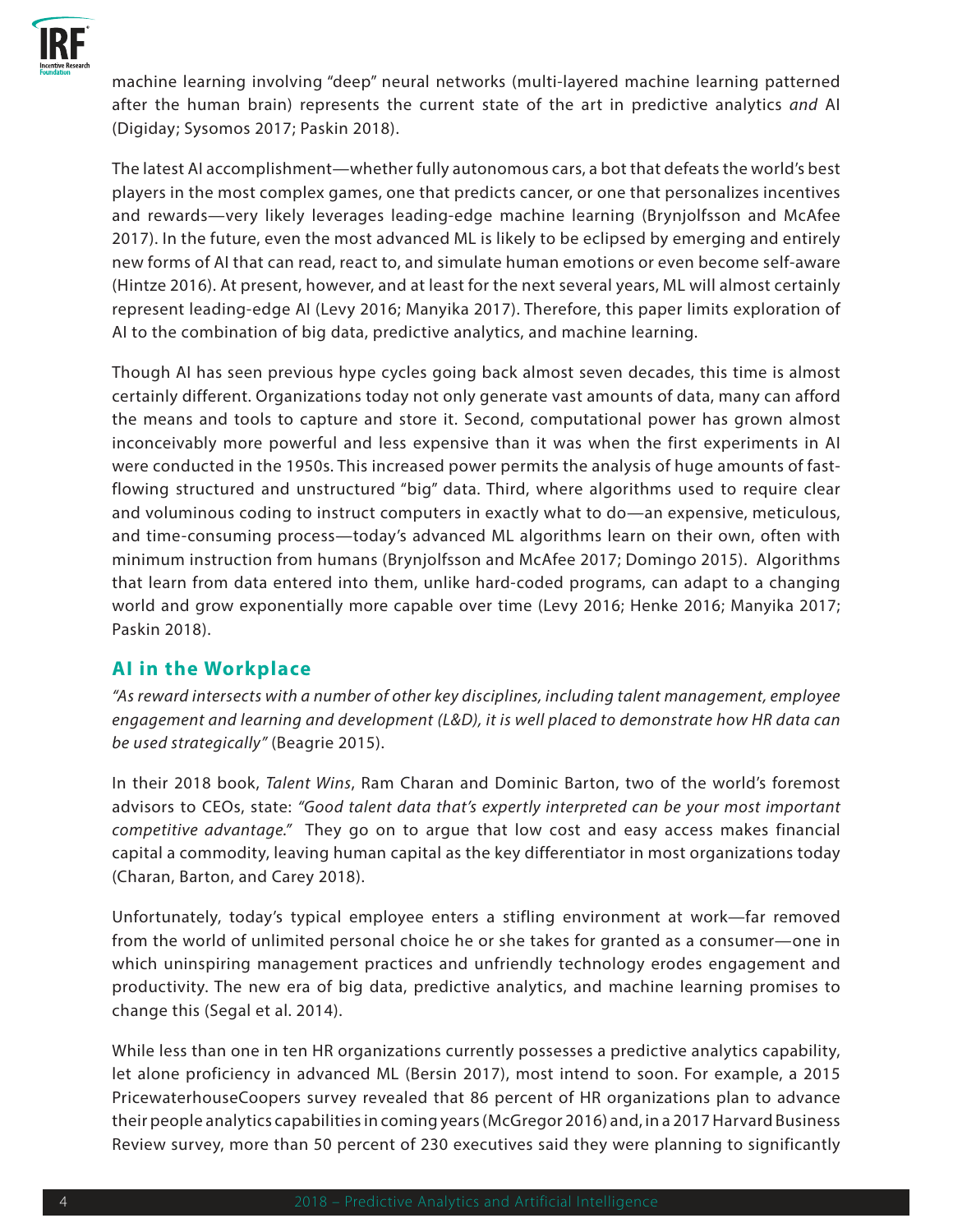machine learning involving "deep" neural networks (multi-layered machine learning patterned after the human brain) represents the current state of the art in predictive analytics *and* AI (Digiday; Sysomos 2017; Paskin 2018).

The latest AI accomplishment—whether fully autonomous cars, a bot that defeats the world's best players in the most complex games, one that predicts cancer, or one that personalizes incentives and rewards—very likely leverages leading-edge machine learning (Brynjolfsson and McAfee 2017). In the future, even the most advanced ML is likely to be eclipsed by emerging and entirely new forms of AI that can read, react to, and simulate human emotions or even become self-aware (Hintze 2016). At present, however, and at least for the next several years, ML will almost certainly represent leading-edge AI (Levy 2016; Manyika 2017). Therefore, this paper limits exploration of AI to the combination of big data, predictive analytics, and machine learning.

Though AI has seen previous hype cycles going back almost seven decades, this time is almost certainly different. Organizations today not only generate vast amounts of data, many can afford the means and tools to capture and store it. Second, computational power has grown almost inconceivably more powerful and less expensive than it was when the first experiments in AI were conducted in the 1950s. This increased power permits the analysis of huge amounts of fast-flowing structured and unstructured "big" data. Third, where algorithms used to require clear and voluminous coding to instruct computers in exactly what to do—an expensive, meticulous, and time-consuming process—today's advanced ML algorithms learn on their own, often with minimum instruction from humans (Brynjolfsson and McAfee 2017; Domingo 2015). Algorithms that learn from data entered into them, unlike hard-coded programs, can adapt to a changing world and grow exponentially more capable over time (Levy 2016; Henke 2016; Manyika 2017; Paskin 2018).

## AI in the Workplace

*"As reward intersects with a number of other key disciplines, including talent management, employee engagement and learning and development (L&D), it is well placed to demonstrate how HR data can be used strategically"* (Beagrie 2015).

In their 2018 book, *Talent Wins*, Ram Charan and Dominic Barton, two of the world's foremost advisors to CEOs, state: *"Good talent data that's expertly interpreted can be your most important competitive advantage."* They go on to argue that low cost and easy access makes financial capital a commodity, leaving human capital as the key differentiator in most organizations today (Charan, Barton, and Carey 2018).

Unfortunately, today's typical employee enters a stifling environment at work—far removed from the world of unlimited personal choice he or she takes for granted as a consumer—one in which uninspiring management practices and unfriendly technology erodes engagement and productivity. The new era of big data, predictive analytics, and machine learning promises to change this (Segal et al. 2014).

While less than one in ten HR organizations currently possesses a predictive analytics capability, let alone proficiency in advanced ML (Bersin 2017), most intend to soon. For example, a 2015 PricewaterhouseCoopers survey revealed that 86 percent of HR organizations plan to advance their people analytics capabilities in coming years (McGregor 2016) and, in a 2017 Harvard Business Review survey, more than 50 percent of 230 executives said they were planning to significantly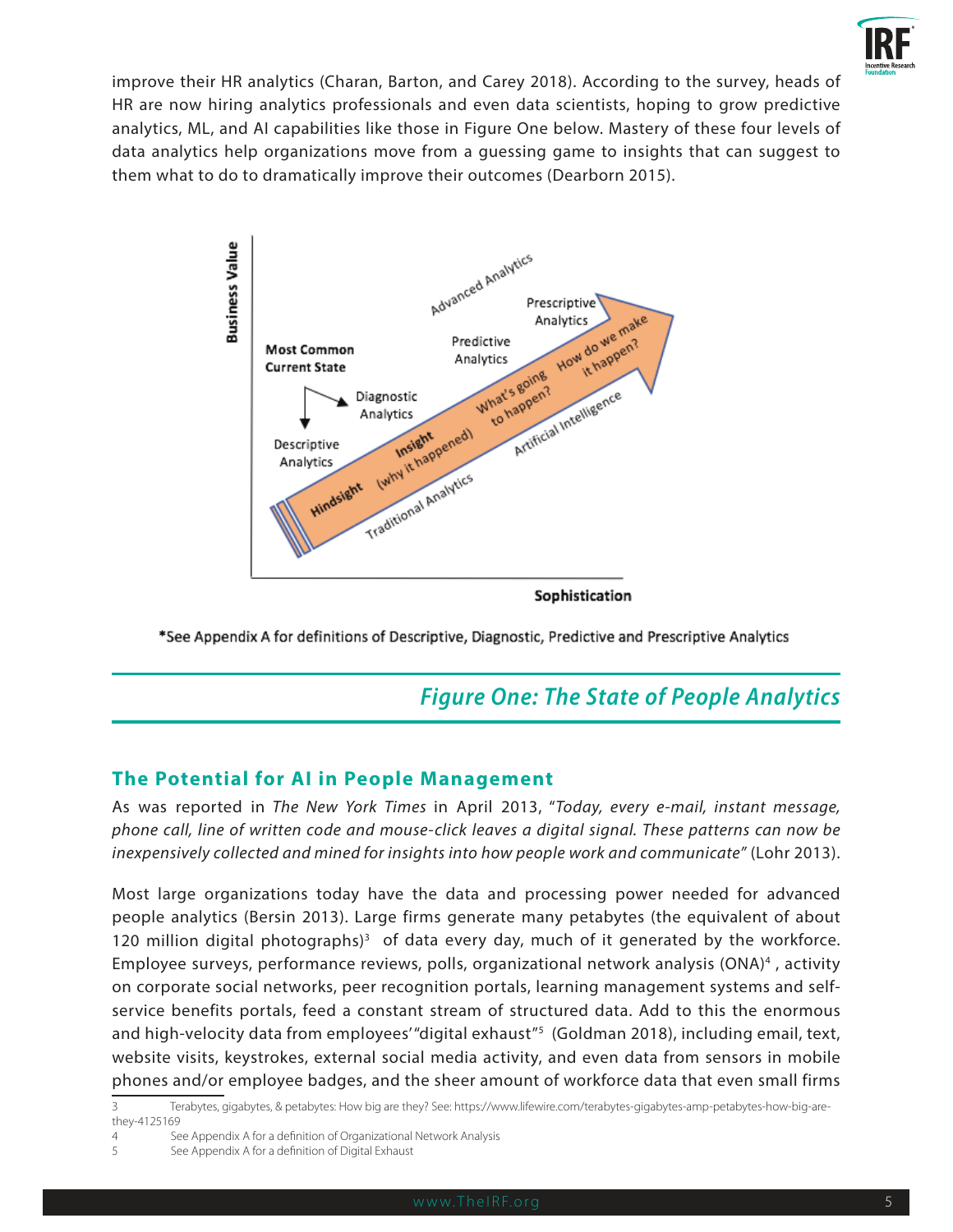improve their HR analytics (Charan, Barton, and Carey 2018). According to the survey, heads of HR are now hiring analytics professionals and even data scientists, hoping to grow predictive analytics, ML, and AI capabilities like those in Figure One below. Mastery of these four levels of data analytics help organizations move from a guessing game to insights that can suggest to them what to do to dramatically improve their outcomes (Dearborn 2015).

Business Value

Most Common Current State

Descriptive Analytics

Diagnostic Analytics

Predictive Analytics

Prescriptive Analytics

Advanced Analytics

Hindsight

Insight (why it happened)

What's going to happen?

How do we make it happen?

Traditional Analytics

Artificial Intelligence

Sophistication

*See Appendix A for definitions of Descriptive, Diagnostic, Predictive and Prescriptive Analytics

## *Figure One: The State of People Analytics*

## The Potential for AI in People Management

As was reported in *The New York Times* in April 2013, "*Today, every e-mail, instant message, phone call, line of written code and mouse-click leaves a digital signal. These patterns can now be inexpensively collected and mined for insights into how people work and communicate"* (Lohr 2013).

Most large organizations today have the data and processing power needed for advanced people analytics (Bersin 2013). Large firms generate many petabytes (the equivalent of about 120 million digital photographs)[3] of data every day, much of it generated by the workforce. Employee surveys, performance reviews, polls, organizational network analysis (ONA)[4], activity on corporate social networks, peer recognition portals, learning management systems and self-service benefits portals, feed a constant stream of structured data. Add to this the enormous and high-velocity data from employees' "digital exhaust"[5] (Goldman 2018), including email, text, website visits, keystrokes, external social media activity, and even data from sensors in mobile phones and/or employee badges, and the sheer amount of workforce data that even small firms

3 Terabytes, gigabytes, & petabytes: How big are they? See: https://www.lifewire.com/terabytes-gigabytes-amp-petabytes-how-big-are-they-4125169

4 See Appendix A for a definition of Organizational Network Analysis

5 See Appendix A for a definition of Digital Exhaust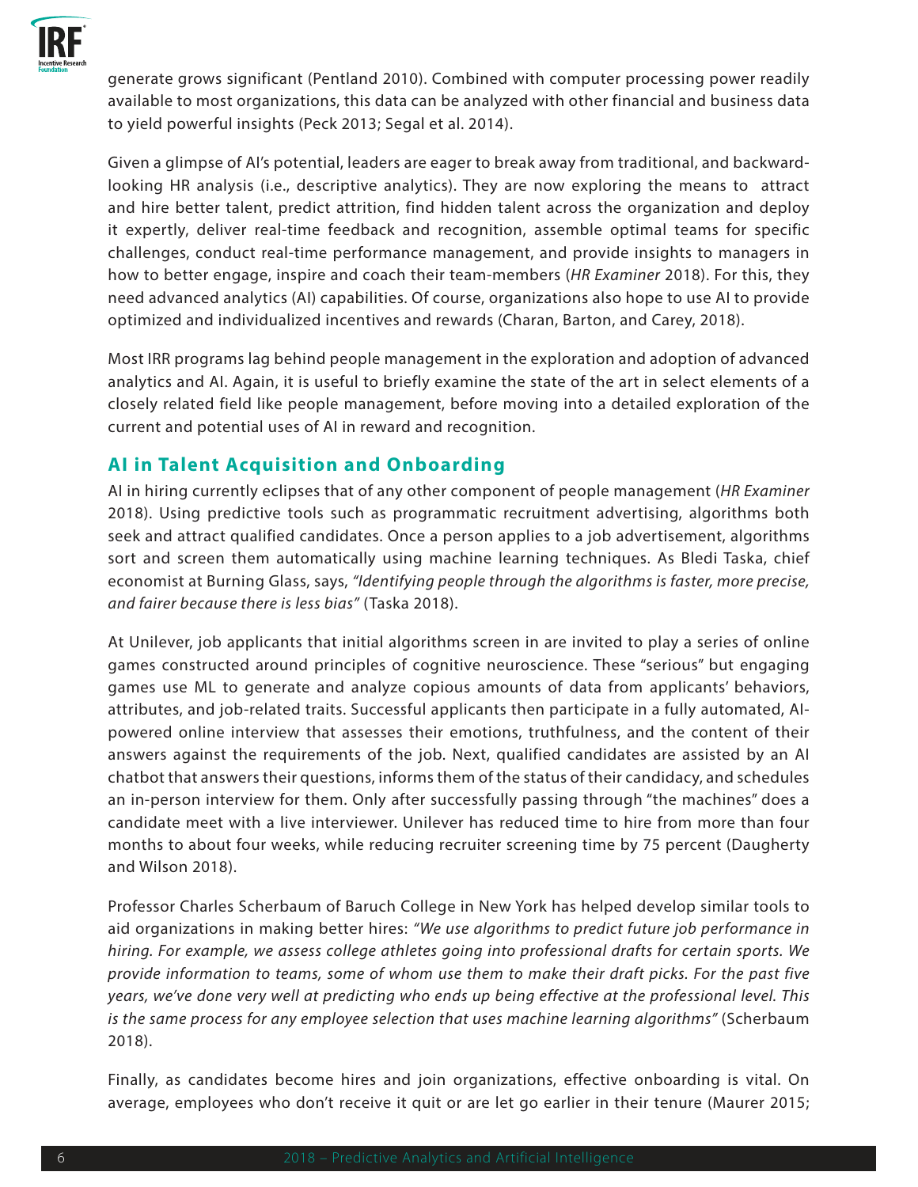generate grows significant (Pentland 2010). Combined with computer processing power readily available to most organizations, this data can be analyzed with other financial and business data to yield powerful insights (Peck 2013; Segal et al. 2014).

Given a glimpse of AI's potential, leaders are eager to break away from traditional, and backward-looking HR analysis (i.e., descriptive analytics). They are now exploring the means to attract and hire better talent, predict attrition, find hidden talent across the organization and deploy it expertly, deliver real-time feedback and recognition, assemble optimal teams for specific challenges, conduct real-time performance management, and provide insights to managers in how to better engage, inspire and coach their team-members (*HR Examiner* 2018). For this, they need advanced analytics (AI) capabilities. Of course, organizations also hope to use AI to provide optimized and individualized incentives and rewards (Charan, Barton, and Carey, 2018).

Most IRR programs lag behind people management in the exploration and adoption of advanced analytics and AI. Again, it is useful to briefly examine the state of the art in select elements of a closely related field like people management, before moving into a detailed exploration of the current and potential uses of AI in reward and recognition.

## AI in Talent Acquisition and Onboarding

AI in hiring currently eclipses that of any other component of people management (*HR Examiner* 2018). Using predictive tools such as programmatic recruitment advertising, algorithms both seek and attract qualified candidates. Once a person applies to a job advertisement, algorithms sort and screen them automatically using machine learning techniques. As Bledi Taska, chief economist at Burning Glass, says, *"Identifying people through the algorithms is faster, more precise, and fairer because there is less bias"* (Taska 2018).

At Unilever, job applicants that initial algorithms screen in are invited to play a series of online games constructed around principles of cognitive neuroscience. These "serious" but engaging games use ML to generate and analyze copious amounts of data from applicants' behaviors, attributes, and job-related traits. Successful applicants then participate in a fully automated, AI-powered online interview that assesses their emotions, truthfulness, and the content of their answers against the requirements of the job. Next, qualified candidates are assisted by an AI chatbot that answers their questions, informs them of the status of their candidacy, and schedules an in-person interview for them. Only after successfully passing through "the machines" does a candidate meet with a live interviewer. Unilever has reduced time to hire from more than four months to about four weeks, while reducing recruiter screening time by 75 percent (Daugherty and Wilson 2018).

Professor Charles Scherbaum of Baruch College in New York has helped develop similar tools to aid organizations in making better hires: *"We use algorithms to predict future job performance in hiring. For example, we assess college athletes going into professional drafts for certain sports. We provide information to teams, some of whom use them to make their draft picks. For the past five years, we've done very well at predicting who ends up being effective at the professional level. This is the same process for any employee selection that uses machine learning algorithms"* (Scherbaum 2018).

Finally, as candidates become hires and join organizations, effective onboarding is vital. On average, employees who don't receive it quit or are let go earlier in their tenure (Maurer 2015;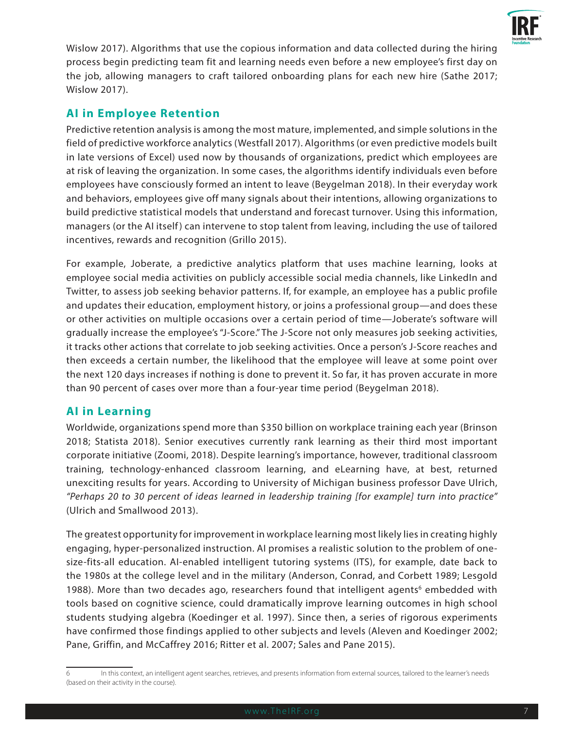Wislow 2017). Algorithms that use the copious information and data collected during the hiring process begin predicting team fit and learning needs even before a new employee's first day on the job, allowing managers to craft tailored onboarding plans for each new hire (Sathe 2017; Wislow 2017).

## AI in Employee Retention

Predictive retention analysis is among the most mature, implemented, and simple solutions in the field of predictive workforce analytics (Westfall 2017). Algorithms (or even predictive models built in late versions of Excel) used now by thousands of organizations, predict which employees are at risk of leaving the organization. In some cases, the algorithms identify individuals even before employees have consciously formed an intent to leave (Beygelman 2018). In their everyday work and behaviors, employees give off many signals about their intentions, allowing organizations to build predictive statistical models that understand and forecast turnover. Using this information, managers (or the AI itself) can intervene to stop talent from leaving, including the use of tailored incentives, rewards and recognition (Grillo 2015).

For example, Joberate, a predictive analytics platform that uses machine learning, looks at employee social media activities on publicly accessible social media channels, like LinkedIn and Twitter, to assess job seeking behavior patterns. If, for example, an employee has a public profile and updates their education, employment history, or joins a professional group—and does these or other activities on multiple occasions over a certain period of time—Joberate's software will gradually increase the employee's "J-Score." The J-Score not only measures job seeking activities, it tracks other actions that correlate to job seeking activities. Once a person's J-Score reaches and then exceeds a certain number, the likelihood that the employee will leave at some point over the next 120 days increases if nothing is done to prevent it. So far, it has proven accurate in more than 90 percent of cases over more than a four-year time period (Beygelman 2018).

## AI in Learning

Worldwide, organizations spend more than $350 billion on workplace training each year (Brinson 2018; Statista 2018). Senior executives currently rank learning as their third most important corporate initiative (Zoomi, 2018). Despite learning's importance, however, traditional classroom training, technology-enhanced classroom learning, and eLearning have, at best, returned unexciting results for years. According to University of Michigan business professor Dave Ulrich, *"Perhaps 20 to 30 percent of ideas learned in leadership training [for example] turn into practice"* (Ulrich and Smallwood 2013).

The greatest opportunity for improvement in workplace learning most likely lies in creating highly engaging, hyper-personalized instruction. AI promises a realistic solution to the problem of one-size-fits-all education. AI-enabled intelligent tutoring systems (ITS), for example, date back to the 1980s at the college level and in the military (Anderson, Conrad, and Corbett 1989; Lesgold 1988). More than two decades ago, researchers found that intelligent agents[6] embedded with tools based on cognitive science, could dramatically improve learning outcomes in high school students studying algebra (Koedinger et al. 1997). Since then, a series of rigorous experiments have confirmed those findings applied to other subjects and levels (Aleven and Koedinger 2002; Pane, Griffin, and McCaffrey 2016; Ritter et al. 2007; Sales and Pane 2015).

---

6 In this context, an intelligent agent searches, retrieves, and presents information from external sources, tailored to the learner's needs (based on their activity in the course).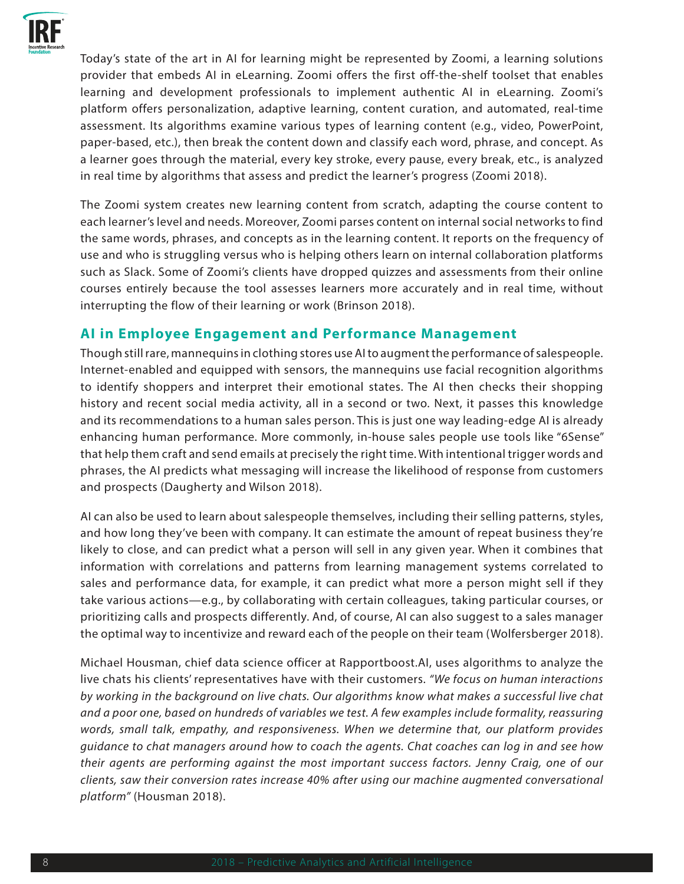Today's state of the art in AI for learning might be represented by Zoomi, a learning solutions provider that embeds AI in eLearning. Zoomi offers the first off-the-shelf toolset that enables learning and development professionals to implement authentic AI in eLearning. Zoomi's platform offers personalization, adaptive learning, content curation, and automated, real-time assessment. Its algorithms examine various types of learning content (e.g., video, PowerPoint, paper-based, etc.), then break the content down and classify each word, phrase, and concept. As a learner goes through the material, every key stroke, every pause, every break, etc., is analyzed in real time by algorithms that assess and predict the learner's progress (Zoomi 2018).

The Zoomi system creates new learning content from scratch, adapting the course content to each learner's level and needs. Moreover, Zoomi parses content on internal social networks to find the same words, phrases, and concepts as in the learning content. It reports on the frequency of use and who is struggling versus who is helping others learn on internal collaboration platforms such as Slack. Some of Zoomi's clients have dropped quizzes and assessments from their online courses entirely because the tool assesses learners more accurately and in real time, without interrupting the flow of their learning or work (Brinson 2018).

## AI in Employee Engagement and Performance Management

Though still rare, mannequins in clothing stores use AI to augment the performance of salespeople. Internet-enabled and equipped with sensors, the mannequins use facial recognition algorithms to identify shoppers and interpret their emotional states. The AI then checks their shopping history and recent social media activity, all in a second or two. Next, it passes this knowledge and its recommendations to a human sales person. This is just one way leading-edge AI is already enhancing human performance. More commonly, in-house sales people use tools like "6Sense" that help them craft and send emails at precisely the right time. With intentional trigger words and phrases, the AI predicts what messaging will increase the likelihood of response from customers and prospects (Daugherty and Wilson 2018).

AI can also be used to learn about salespeople themselves, including their selling patterns, styles, and how long they've been with company. It can estimate the amount of repeat business they're likely to close, and can predict what a person will sell in any given year. When it combines that information with correlations and patterns from learning management systems correlated to sales and performance data, for example, it can predict what more a person might sell if they take various actions—e.g., by collaborating with certain colleagues, taking particular courses, or prioritizing calls and prospects differently. And, of course, AI can also suggest to a sales manager the optimal way to incentivize and reward each of the people on their team (Wolfersberger 2018).

Michael Housman, chief data science officer at Rapportboost.AI, uses algorithms to analyze the live chats his clients' representatives have with their customers. *"We focus on human interactions by working in the background on live chats. Our algorithms know what makes a successful live chat and a poor one, based on hundreds of variables we test. A few examples include formality, reassuring words, small talk, empathy, and responsiveness. When we determine that, our platform provides guidance to chat managers around how to coach the agents. Chat coaches can log in and see how their agents are performing against the most important success factors. Jenny Craig, one of our clients, saw their conversion rates increase 40% after using our machine augmented conversational platform"* (Housman 2018).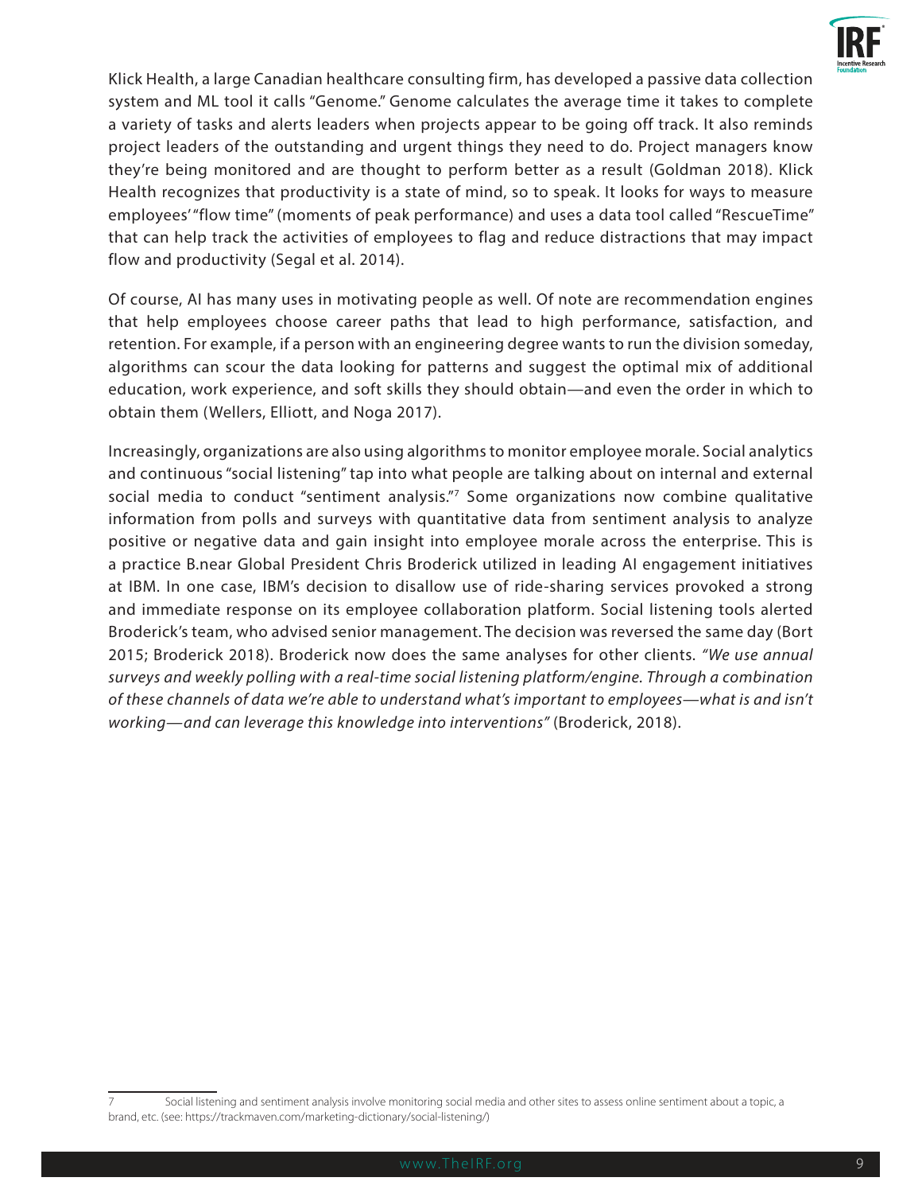Klick Health, a large Canadian healthcare consulting firm, has developed a passive data collection system and ML tool it calls "Genome." Genome calculates the average time it takes to complete a variety of tasks and alerts leaders when projects appear to be going off track. It also reminds project leaders of the outstanding and urgent things they need to do. Project managers know they're being monitored and are thought to perform better as a result (Goldman 2018). Klick Health recognizes that productivity is a state of mind, so to speak. It looks for ways to measure employees' "flow time" (moments of peak performance) and uses a data tool called "RescueTime" that can help track the activities of employees to flag and reduce distractions that may impact flow and productivity (Segal et al. 2014).

Of course, AI has many uses in motivating people as well. Of note are recommendation engines that help employees choose career paths that lead to high performance, satisfaction, and retention. For example, if a person with an engineering degree wants to run the division someday, algorithms can scour the data looking for patterns and suggest the optimal mix of additional education, work experience, and soft skills they should obtain—and even the order in which to obtain them (Wellers, Elliott, and Noga 2017).

Increasingly, organizations are also using algorithms to monitor employee morale. Social analytics and continuous "social listening" tap into what people are talking about on internal and external social media to conduct "sentiment analysis."[7] Some organizations now combine qualitative information from polls and surveys with quantitative data from sentiment analysis to analyze positive or negative data and gain insight into employee morale across the enterprise. This is a practice B.near Global President Chris Broderick utilized in leading AI engagement initiatives at IBM. In one case, IBM's decision to disallow use of ride-sharing services provoked a strong and immediate response on its employee collaboration platform. Social listening tools alerted Broderick's team, who advised senior management. The decision was reversed the same day (Bort 2015; Broderick 2018). Broderick now does the same analyses for other clients. *"We use annual surveys and weekly polling with a real-time social listening platform/engine. Through a combination of these channels of data we're able to understand what's important to employees—what is and isn't working—and can leverage this knowledge into interventions"* (Broderick, 2018).

---

7 Social listening and sentiment analysis involve monitoring social media and other sites to assess online sentiment about a topic, a brand, etc. (see: https://trackmaven.com/marketing-dictionary/social-listening/)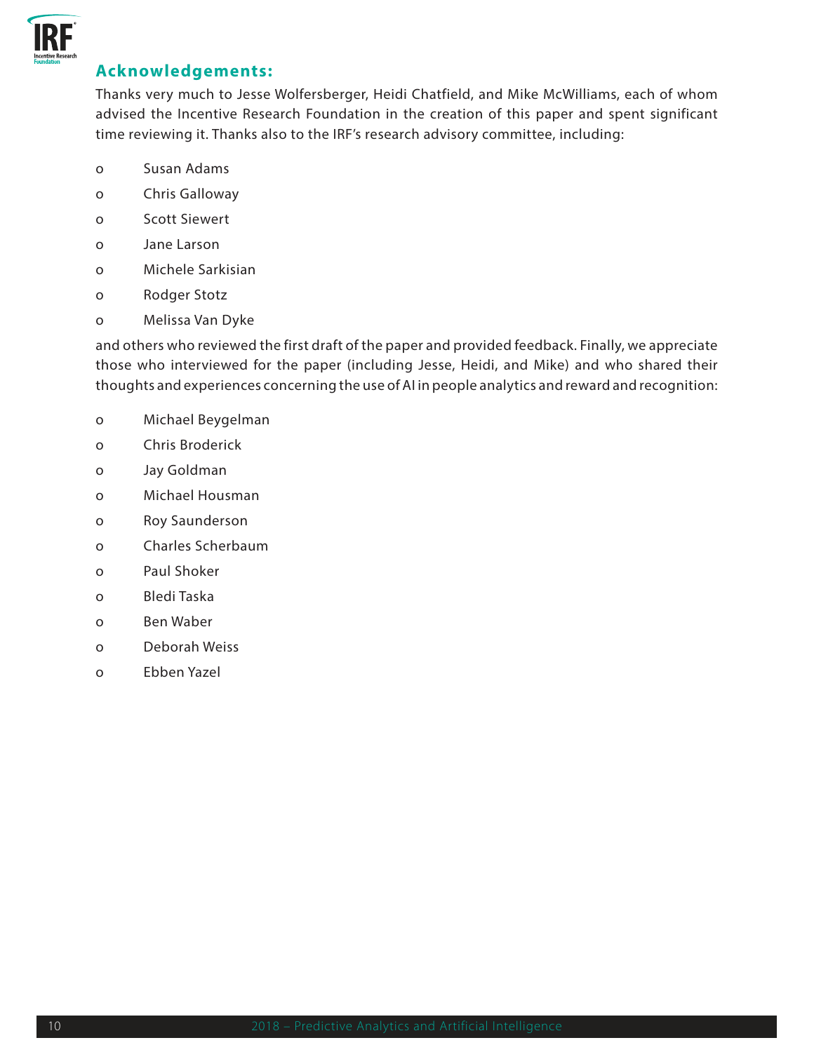## Acknowledgements:

Thanks very much to Jesse Wolfersberger, Heidi Chatfield, and Mike McWilliams, each of whom advised the Incentive Research Foundation in the creation of this paper and spent significant time reviewing it. Thanks also to the IRF's research advisory committee, including:

- Susan Adams
- Chris Galloway
- Scott Siewert
- Jane Larson
- Michele Sarkisian
- Rodger Stotz
- Melissa Van Dyke

and others who reviewed the first draft of the paper and provided feedback. Finally, we appreciate those who interviewed for the paper (including Jesse, Heidi, and Mike) and who shared their thoughts and experiences concerning the use of AI in people analytics and reward and recognition:

- Michael Beygelman
- Chris Broderick
- Jay Goldman
- Michael Housman
- Roy Saunderson
- Charles Scherbaum
- Paul Shoker
- Bledi Taska
- Ben Waber
- Deborah Weiss
- Ebben Yazel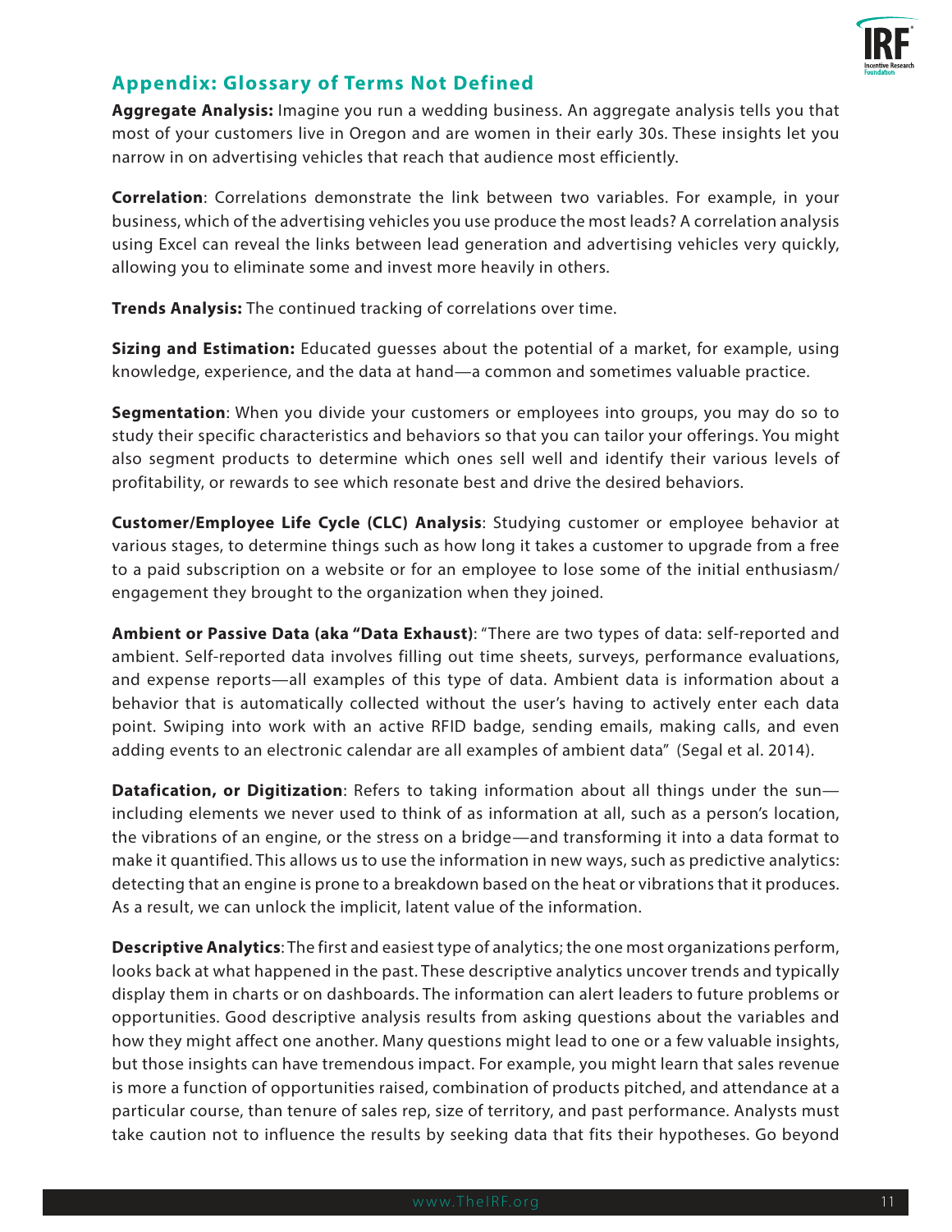## Appendix: Glossary of Terms Not Defined

**Aggregate Analysis:** Imagine you run a wedding business. An aggregate analysis tells you that most of your customers live in Oregon and are women in their early 30s. These insights let you narrow in on advertising vehicles that reach that audience most efficiently.

**Correlation**: Correlations demonstrate the link between two variables. For example, in your business, which of the advertising vehicles you use produce the most leads? A correlation analysis using Excel can reveal the links between lead generation and advertising vehicles very quickly, allowing you to eliminate some and invest more heavily in others.

**Trends Analysis:** The continued tracking of correlations over time.

**Sizing and Estimation:** Educated guesses about the potential of a market, for example, using knowledge, experience, and the data at hand—a common and sometimes valuable practice.

**Segmentation**: When you divide your customers or employees into groups, you may do so to study their specific characteristics and behaviors so that you can tailor your offerings. You might also segment products to determine which ones sell well and identify their various levels of profitability, or rewards to see which resonate best and drive the desired behaviors.

**Customer/Employee Life Cycle (CLC) Analysis**: Studying customer or employee behavior at various stages, to determine things such as how long it takes a customer to upgrade from a free to a paid subscription on a website or for an employee to lose some of the initial enthusiasm/engagement they brought to the organization when they joined.

**Ambient or Passive Data (aka "Data Exhaust)**: "There are two types of data: self-reported and ambient. Self-reported data involves filling out time sheets, surveys, performance evaluations, and expense reports—all examples of this type of data. Ambient data is information about a behavior that is automatically collected without the user's having to actively enter each data point. Swiping into work with an active RFID badge, sending emails, making calls, and even adding events to an electronic calendar are all examples of ambient data" (Segal et al. 2014).

**Datafication, or Digitization**: Refers to taking information about all things under the sun—including elements we never used to think of as information at all, such as a person's location, the vibrations of an engine, or the stress on a bridge—and transforming it into a data format to make it quantified. This allows us to use the information in new ways, such as predictive analytics: detecting that an engine is prone to a breakdown based on the heat or vibrations that it produces. As a result, we can unlock the implicit, latent value of the information.

**Descriptive Analytics**: The first and easiest type of analytics; the one most organizations perform, looks back at what happened in the past. These descriptive analytics uncover trends and typically display them in charts or on dashboards. The information can alert leaders to future problems or opportunities. Good descriptive analysis results from asking questions about the variables and how they might affect one another. Many questions might lead to one or a few valuable insights, but those insights can have tremendous impact. For example, you might learn that sales revenue is more a function of opportunities raised, combination of products pitched, and attendance at a particular course, than tenure of sales rep, size of territory, and past performance. Analysts must take caution not to influence the results by seeking data that fits their hypotheses. Go beyond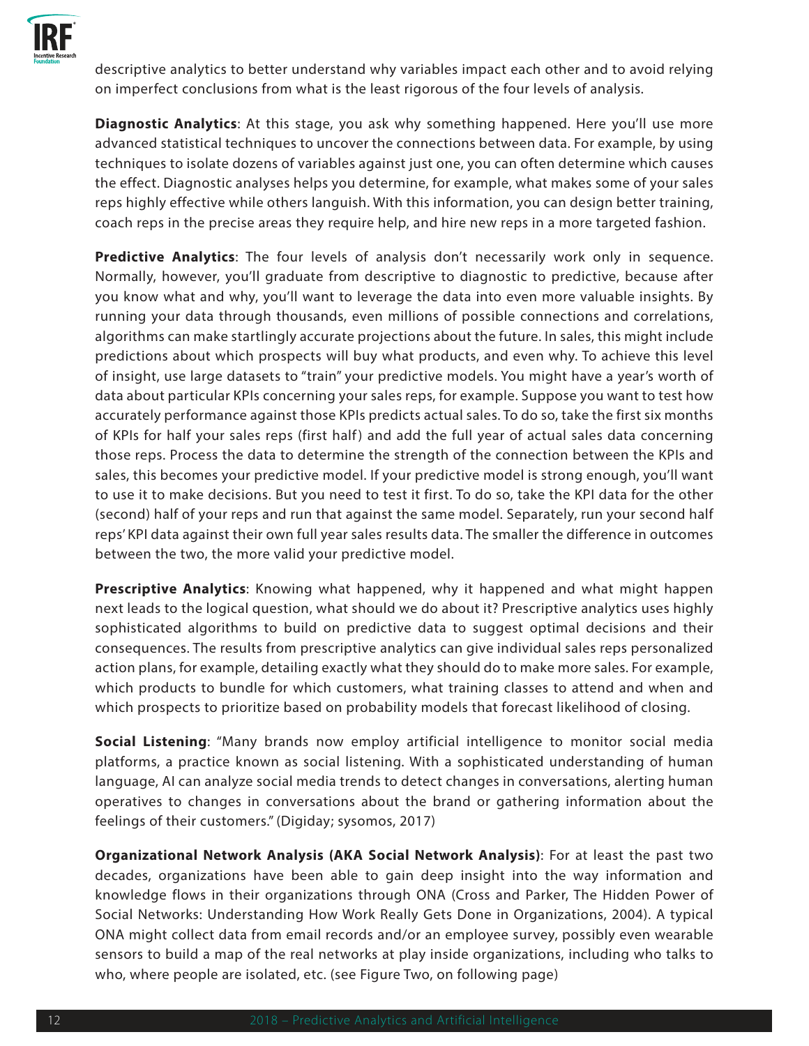descriptive analytics to better understand why variables impact each other and to avoid relying on imperfect conclusions from what is the least rigorous of the four levels of analysis.

**Diagnostic Analytics**: At this stage, you ask why something happened. Here you'll use more advanced statistical techniques to uncover the connections between data. For example, by using techniques to isolate dozens of variables against just one, you can often determine which causes the effect. Diagnostic analyses helps you determine, for example, what makes some of your sales reps highly effective while others languish. With this information, you can design better training, coach reps in the precise areas they require help, and hire new reps in a more targeted fashion.

**Predictive Analytics**: The four levels of analysis don't necessarily work only in sequence. Normally, however, you'll graduate from descriptive to diagnostic to predictive, because after you know what and why, you'll want to leverage the data into even more valuable insights. By running your data through thousands, even millions of possible connections and correlations, algorithms can make startlingly accurate projections about the future. In sales, this might include predictions about which prospects will buy what products, and even why. To achieve this level of insight, use large datasets to "train" your predictive models. You might have a year's worth of data about particular KPIs concerning your sales reps, for example. Suppose you want to test how accurately performance against those KPIs predicts actual sales. To do so, take the first six months of KPIs for half your sales reps (first half) and add the full year of actual sales data concerning those reps. Process the data to determine the strength of the connection between the KPIs and sales, this becomes your predictive model. If your predictive model is strong enough, you'll want to use it to make decisions. But you need to test it first. To do so, take the KPI data for the other (second) half of your reps and run that against the same model. Separately, run your second half reps' KPI data against their own full year sales results data. The smaller the difference in outcomes between the two, the more valid your predictive model.

**Prescriptive Analytics**: Knowing what happened, why it happened and what might happen next leads to the logical question, what should we do about it? Prescriptive analytics uses highly sophisticated algorithms to build on predictive data to suggest optimal decisions and their consequences. The results from prescriptive analytics can give individual sales reps personalized action plans, for example, detailing exactly what they should do to make more sales. For example, which products to bundle for which customers, what training classes to attend and when and which prospects to prioritize based on probability models that forecast likelihood of closing.

**Social Listening**: "Many brands now employ artificial intelligence to monitor social media platforms, a practice known as social listening. With a sophisticated understanding of human language, AI can analyze social media trends to detect changes in conversations, alerting human operatives to changes in conversations about the brand or gathering information about the feelings of their customers." (Digiday; sysomos, 2017)

**Organizational Network Analysis (AKA Social Network Analysis)**: For at least the past two decades, organizations have been able to gain deep insight into the way information and knowledge flows in their organizations through ONA (Cross and Parker, The Hidden Power of Social Networks: Understanding How Work Really Gets Done in Organizations, 2004). A typical ONA might collect data from email records and/or an employee survey, possibly even wearable sensors to build a map of the real networks at play inside organizations, including who talks to who, where people are isolated, etc. (see Figure Two, on following page)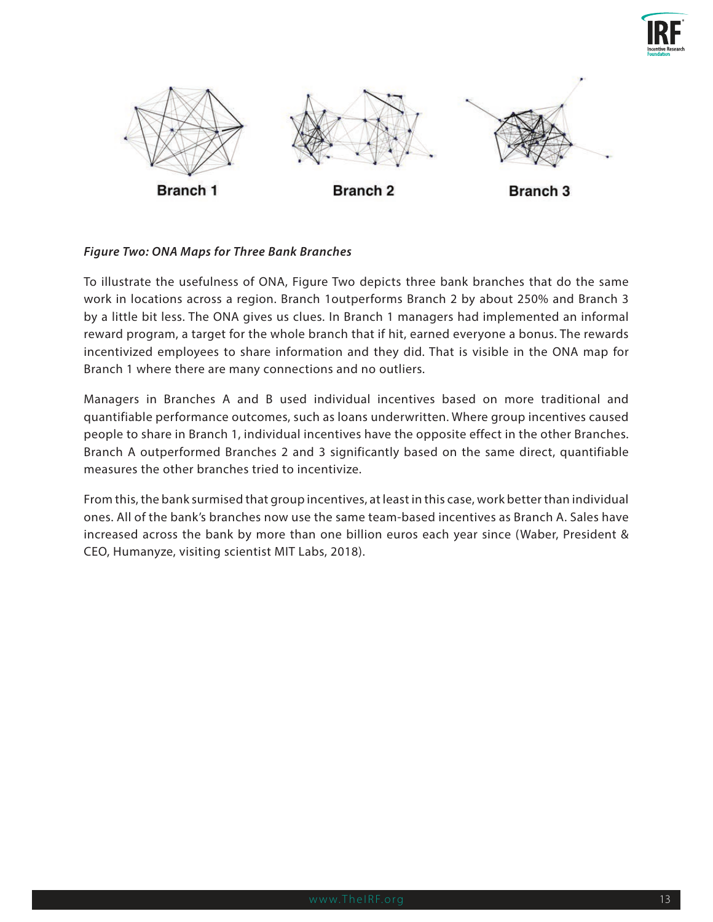Branch 1 Branch 2 Branch 3

*Figure Two: ONA Maps for Three Bank Branches*

To illustrate the usefulness of ONA, Figure Two depicts three bank branches that do the same work in locations across a region. Branch 1outperforms Branch 2 by about 250% and Branch 3 by a little bit less. The ONA gives us clues. In Branch 1 managers had implemented an informal reward program, a target for the whole branch that if hit, earned everyone a bonus. The rewards incentivized employees to share information and they did. That is visible in the ONA map for Branch 1 where there are many connections and no outliers.

Managers in Branches A and B used individual incentives based on more traditional and quantifiable performance outcomes, such as loans underwritten. Where group incentives caused people to share in Branch 1, individual incentives have the opposite effect in the other Branches. Branch A outperformed Branches 2 and 3 significantly based on the same direct, quantifiable measures the other branches tried to incentivize.

From this, the bank surmised that group incentives, at least in this case, work better than individual ones. All of the bank's branches now use the same team-based incentives as Branch A. Sales have increased across the bank by more than one billion euros each year since (Waber, President & CEO, Humanyze, visiting scientist MIT Labs, 2018).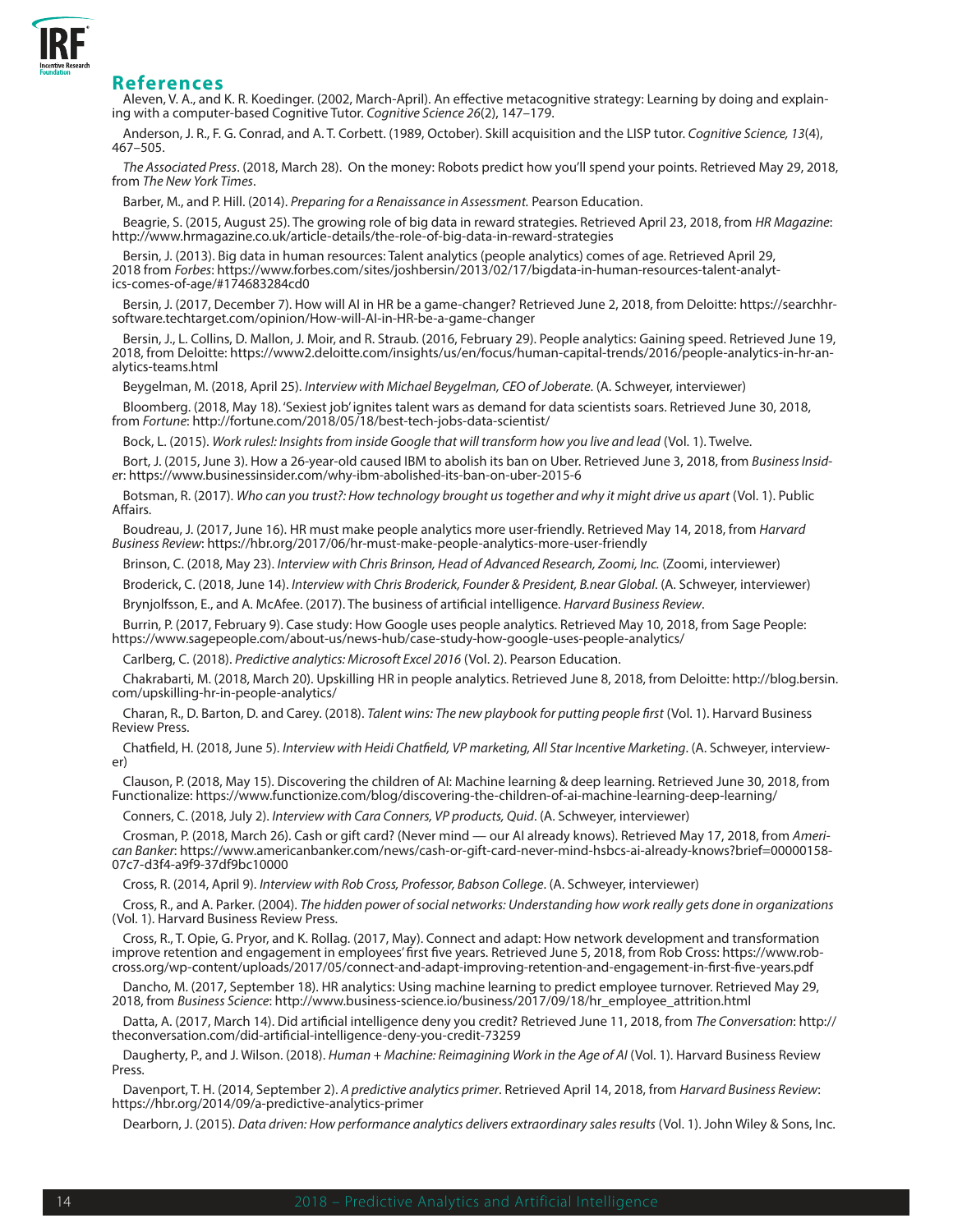## References

Aleven, V. A., and K. R. Koedinger. (2002, March-April). An effective metacognitive strategy: Learning by doing and explaining with a computer-based Cognitive Tutor. *Cognitive Science 26*(2), 147–179.

Anderson, J. R., F. G. Conrad, and A. T. Corbett. (1989, October). Skill acquisition and the LISP tutor. *Cognitive Science, 13*(4), 467–505.

*The Associated Press*. (2018, March 28). On the money: Robots predict how you'll spend your points. Retrieved May 29, 2018, from *The New York Times*.

Barber, M., and P. Hill. (2014). *Preparing for a Renaissance in Assessment.* Pearson Education.

Beagrie, S. (2015, August 25). The growing role of big data in reward strategies. Retrieved April 23, 2018, from *HR Magazine*: http://www.hrmagazine.co.uk/article-details/the-role-of-big-data-in-reward-strategies

Bersin, J. (2013). Big data in human resources: Talent analytics (people analytics) comes of age. Retrieved April 29, 2018 from *Forbes*: https://www.forbes.com/sites/joshbersin/2013/02/17/bigdata-in-human-resources-talent-analytics-comes-of-age/#174683284cd0

Bersin, J. (2017, December 7). How will AI in HR be a game-changer? Retrieved June 2, 2018, from Deloitte: https://searchhrsoftware.techtarget.com/opinion/How-will-AI-in-HR-be-a-game-changer

Bersin, J., L. Collins, D. Mallon, J. Moir, and R. Straub. (2016, February 29). People analytics: Gaining speed. Retrieved June 19, 2018, from Deloitte: https://www2.deloitte.com/insights/us/en/focus/human-capital-trends/2016/people-analytics-in-hr-analytics-teams.html

Beygelman, M. (2018, April 25). *Interview with Michael Beygelman, CEO of Joberate.* (A. Schweyer, interviewer)

Bloomberg. (2018, May 18). 'Sexiest job' ignites talent wars as demand for data scientists soars. Retrieved June 30, 2018, from *Fortune*: http://fortune.com/2018/05/18/best-tech-jobs-data-scientist/

Bock, L. (2015). *Work rules!: Insights from inside Google that will transform how you live and lead* (Vol. 1). Twelve.

Bort, J. (2015, June 3). How a 26-year-old caused IBM to abolish its ban on Uber. Retrieved June 3, 2018, from *Business Insider*: https://www.businessinsider.com/why-ibm-abolished-its-ban-on-uber-2015-6

Botsman, R. (2017). *Who can you trust?: How technology brought us together and why it might drive us apart* (Vol. 1). Public Affairs.

Boudreau, J. (2017, June 16). HR must make people analytics more user-friendly. Retrieved May 14, 2018, from *Harvard Business Review*: https://hbr.org/2017/06/hr-must-make-people-analytics-more-user-friendly

Brinson, C. (2018, May 23). *Interview with Chris Brinson, Head of Advanced Research, Zoomi, Inc.* (Zoomi, interviewer)

Broderick, C. (2018, June 14). *Interview with Chris Broderick, Founder & President, B.near Global*. (A. Schweyer, interviewer)

Brynjolfsson, E., and A. McAfee. (2017). The business of artificial intelligence. *Harvard Business Review*.

Burrin, P. (2017, February 9). Case study: How Google uses people analytics. Retrieved May 10, 2018, from Sage People: https://www.sagepeople.com/about-us/news-hub/case-study-how-google-uses-people-analytics/

Carlberg, C. (2018). *Predictive analytics: Microsoft Excel 2016* (Vol. 2). Pearson Education.

Chakrabarti, M. (2018, March 20). Upskilling HR in people analytics. Retrieved June 8, 2018, from Deloitte: http://blog.bersin.com/upskilling-hr-in-people-analytics/

Charan, R., D. Barton, D. and Carey. (2018). *Talent wins: The new playbook for putting people first* (Vol. 1). Harvard Business Review Press.

Chatfield, H. (2018, June 5). *Interview with Heidi Chatfield, VP marketing, All Star Incentive Marketing*. (A. Schweyer, interviewer)

Clauson, P. (2018, May 15). Discovering the children of AI: Machine learning & deep learning. Retrieved June 30, 2018, from Functionalize: https://www.functionize.com/blog/discovering-the-children-of-ai-machine-learning-deep-learning/

Conners, C. (2018, July 2). *Interview with Cara Conners, VP products, Quid*. (A. Schweyer, interviewer)

Crosman, P. (2018, March 26). Cash or gift card? (Never mind — our AI already knows). Retrieved May 17, 2018, from *American Banker*: https://www.americanbanker.com/news/cash-or-gift-card-never-mind-hsbcs-ai-already-knows?brief=00000158-07c7-d3f4-a9f9-37df9bc10000

Cross, R. (2014, April 9). *Interview with Rob Cross, Professor, Babson College*. (A. Schweyer, interviewer)

Cross, R., and A. Parker. (2004). *The hidden power of social networks: Understanding how work really gets done in organizations* (Vol. 1). Harvard Business Review Press.

Cross, R., T. Opie, G. Pryor, and K. Rollag. (2017, May). Connect and adapt: How network development and transformation improve retention and engagement in employees' first five years. Retrieved June 5, 2018, from Rob Cross: https://www.robcross.org/wp-content/uploads/2017/05/connect-and-adapt-improving-retention-and-engagement-in-first-five-years.pdf

Dancho, M. (2017, September 18). HR analytics: Using machine learning to predict employee turnover. Retrieved May 29, 2018, from *Business Science*: http://www.business-science.io/business/2017/09/18/hr_employee_attrition.html

Datta, A. (2017, March 14). Did artificial intelligence deny you credit? Retrieved June 11, 2018, from *The Conversation*: http://theconversation.com/did-artificial-intelligence-deny-you-credit-73259

Daugherty, P., and J. Wilson. (2018). *Human + Machine: Reimagining Work in the Age of AI* (Vol. 1). Harvard Business Review Press.

Davenport, T. H. (2014, September 2). *A predictive analytics primer*. Retrieved April 14, 2018, from *Harvard Business Review*: https://hbr.org/2014/09/a-predictive-analytics-primer

Dearborn, J. (2015). *Data driven: How performance analytics delivers extraordinary sales results* (Vol. 1). John Wiley & Sons, Inc.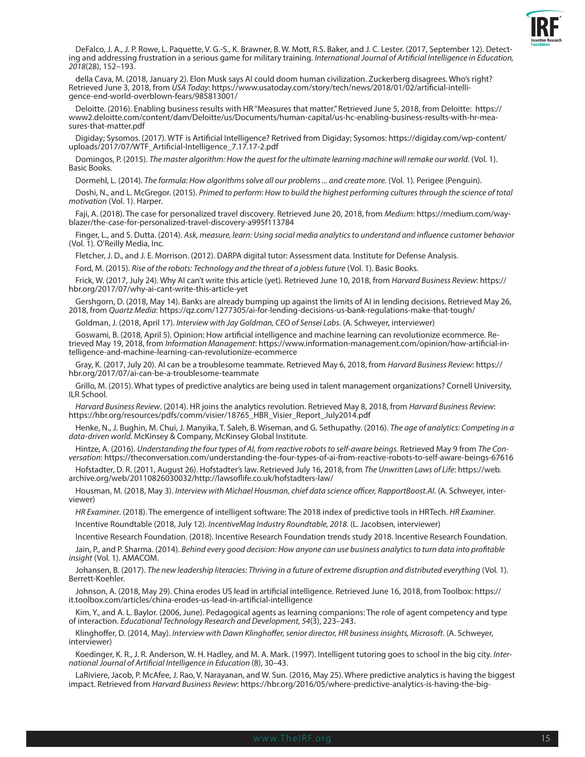DeFalco, J. A., J. P. Rowe, L. Paquette, V. G.-S., K. Brawner, B. W. Mott, R.S. Baker, and J. C. Lester. (2017, September 12). Detecting and addressing frustration in a serious game for military training. *International Journal of Artificial Intelligence in Education, 2018*(28), 152–193.

della Cava, M. (2018, January 2). Elon Musk says AI could doom human civilization. Zuckerberg disagrees. Who's right? Retrieved June 3, 2018, from *USA Today*: https://www.usatoday.com/story/tech/news/2018/01/02/artificial-intelligence-end-world-overblown-fears/985813001/

Deloitte. (2016). Enabling business results with HR "Measures that matter." Retrieved June 5, 2018, from Deloitte: https://www2.deloitte.com/content/dam/Deloitte/us/Documents/human-capital/us-hc-enabling-business-results-with-hr-measures-that-matter.pdf

Digiday; Sysomos. (2017). WTF is Artificial Intelligence? Retrived from Digiday; Sysomos: https://digiday.com/wp-content/uploads/2017/07/WTF_Artificial-Intelligence_7.17.17-2.pdf

Domingos, P. (2015). *The master algorithm: How the quest for the ultimate learning machine will remake our world.* (Vol. 1). Basic Books.

Dormehl, L. (2014). *The formula: How algorithms solve all our problems ... and create more.* (Vol. 1). Perigee (Penguin).

Doshi, N., and L. McGregor. (2015). *Primed to perform: How to build the highest performing cultures through the science of total motivation* (Vol. 1). Harper.

Faji, A. (2018). The case for personalized travel discovery. Retrieved June 20, 2018, from *Medium*: https://medium.com/wayblazer/the-case-for-personalized-travel-discovery-a995f113784

Finger, L., and S. Dutta. (2014). *Ask, measure, learn: Using social media analytics to understand and influence customer behavior* (Vol. 1). O'Reilly Media, Inc.

Fletcher, J. D., and J. E. Morrison. (2012). DARPA digital tutor: Assessment data. Institute for Defense Analysis.

Ford, M. (2015). *Rise of the robots: Technology and the threat of a jobless future* (Vol. 1). Basic Books.

Frick, W. (2017, July 24). Why AI can't write this article (yet). Retrieved June 10, 2018, from *Harvard Business Review*: https://hbr.org/2017/07/why-ai-cant-write-this-article-yet

Gershgorn, D. (2018, May 14). Banks are already bumping up against the limits of AI in lending decisions. Retrieved May 26, 2018, from *Quartz Media*: https://qz.com/1277305/ai-for-lending-decisions-us-bank-regulations-make-that-tough/

Goldman, J. (2018, April 17). *Interview with Jay Goldman, CEO of Sensei Labs*. (A. Schweyer, interviewer)

Goswami, B. (2018, April 5). Opinion: How artificial intelligence and machine learning can revolutionize ecommerce. Retrieved May 19, 2018, from *Information Management*: https://www.information-management.com/opinion/how-artificial-intelligence-and-machine-learning-can-revolutionize-ecommerce

Gray, K. (2017, July 20). AI can be a troublesome teammate. Retrieved May 6, 2018, from *Harvard Business Review*: https://hbr.org/2017/07/ai-can-be-a-troublesome-teammate

Grillo, M. (2015). What types of predictive analytics are being used in talent management organizations? Cornell University, ILR School.

*Harvard Business Review*. (2014). HR joins the analytics revolution. Retrieved May 8, 2018, from *Harvard Business Review*: https://hbr.org/resources/pdfs/comm/visier/18765_HBR_Visier_Report_July2014.pdf

Henke, N., J. Bughin, M. Chui, J. Manyika, T. Saleh, B. Wiseman, and G. Sethupathy. (2016). *The age of analytics: Competing in a data-driven world.* McKinsey & Company, McKinsey Global Institute.

Hintze, A. (2016). *Understanding the four types of AI, from reactive robots to self-aware beings.* Retrieved May 9 from *The Conversation*: https://theconversation.com/understanding-the-four-types-of-ai-from-reactive-robots-to-self-aware-beings-67616

Hofstadter, D. R. (2011, August 26). Hofstadter's law. Retrieved July 16, 2018, from *The Unwritten Laws of Life*: https://web.archive.org/web/20110826030032/http://lawsoflife.co.uk/hofstadters-law/

Housman, M. (2018, May 3). *Interview with Michael Housman, chief data science officer, RapportBoost.AI*. (A. Schweyer, interviewer)

*HR Examiner*. (2018). The emergence of intelligent software: The 2018 index of predictive tools in HRTech. *HR Examiner*.

Incentive Roundtable (2018, July 12). *IncentiveMag Industry Roundtable, 2018*. (L. Jacobsen, interviewer)

Incentive Research Foundation. (2018). Incentive Research Foundation trends study 2018. Incentive Research Foundation.

Jain, P., and P. Sharma. (2014). *Behind every good decision: How anyone can use business analytics to turn data into profitable insight* (Vol. 1). AMACOM.

Johansen, B. (2017). *The new leadership literacies: Thriving in a future of extreme disruption and distributed everything* (Vol. 1). Berrett-Koehler.

Johnson, A. (2018, May 29). China erodes US lead in artificial intelligence. Retrieved June 16, 2018, from Toolbox: https://it.toolbox.com/articles/china-erodes-us-lead-in-artificial-intelligence

Kim, Y., and A. L. Baylor. (2006, June). Pedagogical agents as learning companions: The role of agent competency and type of interaction. *Educational Technology Research and Development, 54*(3), 223–243.

Klinghoffer, D. (2014, May). *Interview with Dawn Klinghoffer, senior director, HR business insights, Microsoft*. (A. Schweyer, interviewer)

Koedinger, K. R., J. R. Anderson, W. H. Hadley, and M. A. Mark. (1997). Intelligent tutoring goes to school in the big city. *International Journal of Artificial Intelligence in Education* (8), 30–43.

LaRiviere, Jacob, P. McAfee, J. Rao, V. Narayanan, and W. Sun. (2016, May 25). Where predictive analytics is having the biggest impact. Retrieved from *Harvard Business Review*: https://hbr.org/2016/05/where-predictive-analytics-is-having-the-big-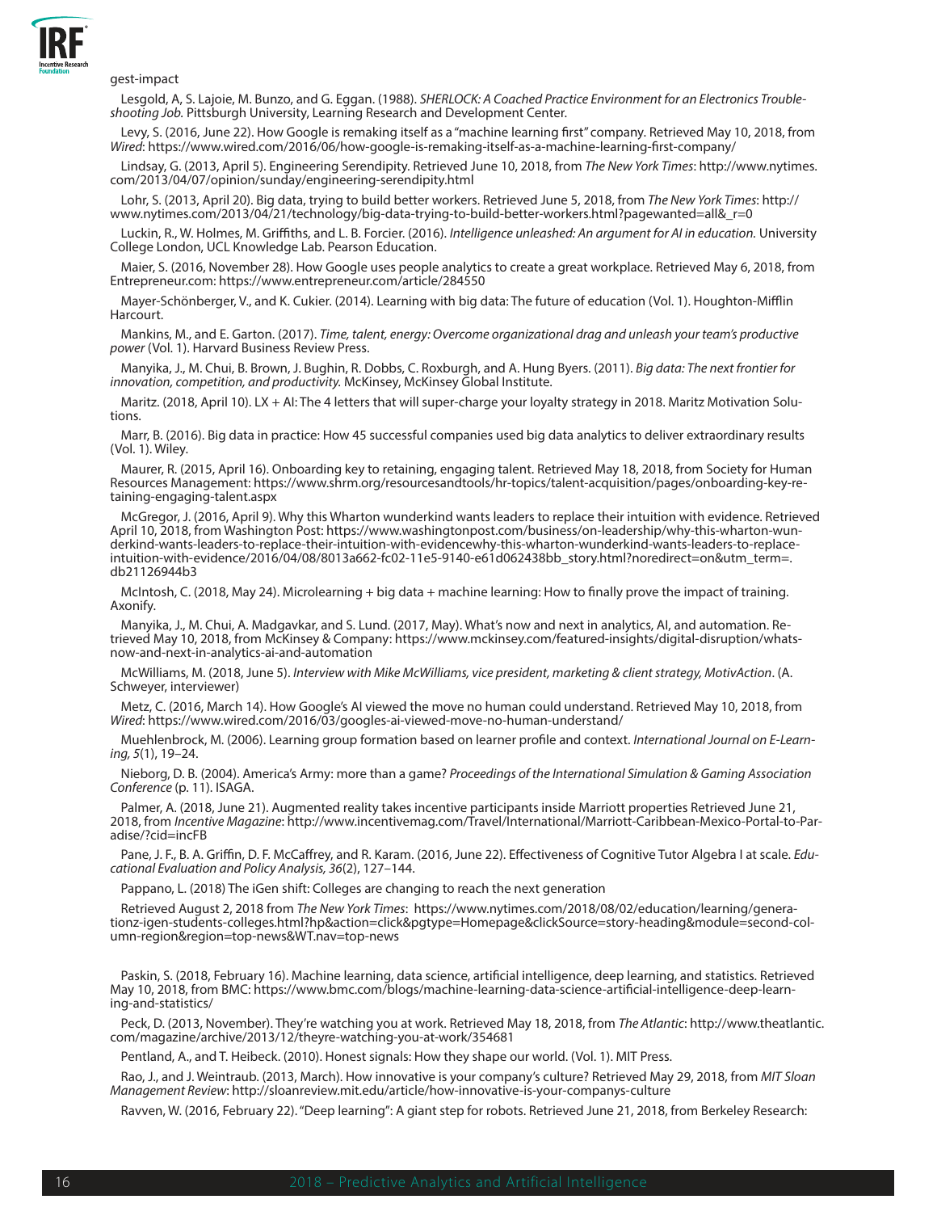gest-impact

Lesgold, A, S. Lajoie, M. Bunzo, and G. Eggan. (1988). *SHERLOCK: A Coached Practice Environment for an Electronics Troubleshooting Job.* Pittsburgh University, Learning Research and Development Center.

Levy, S. (2016, June 22). How Google is remaking itself as a "machine learning first" company. Retrieved May 10, 2018, from *Wired*: https://www.wired.com/2016/06/how-google-is-remaking-itself-as-a-machine-learning-first-company/

Lindsay, G. (2013, April 5). Engineering Serendipity. Retrieved June 10, 2018, from *The New York Times*: http://www.nytimes.com/2013/04/07/opinion/sunday/engineering-serendipity.html

Lohr, S. (2013, April 20). Big data, trying to build better workers. Retrieved June 5, 2018, from *The New York Times*: http://www.nytimes.com/2013/04/21/technology/big-data-trying-to-build-better-workers.html?pagewanted=all&_r=0

Luckin, R., W. Holmes, M. Griffiths, and L. B. Forcier. (2016). *Intelligence unleashed: An argument for AI in education.* University College London, UCL Knowledge Lab. Pearson Education.

Maier, S. (2016, November 28). How Google uses people analytics to create a great workplace. Retrieved May 6, 2018, from Entrepreneur.com: https://www.entrepreneur.com/article/284550

Mayer-Schönberger, V., and K. Cukier. (2014). Learning with big data: The future of education (Vol. 1). Houghton-Mifflin Harcourt.

Mankins, M., and E. Garton. (2017). *Time, talent, energy: Overcome organizational drag and unleash your team's productive power* (Vol. 1). Harvard Business Review Press.

Manyika, J., M. Chui, B. Brown, J. Bughin, R. Dobbs, C. Roxburgh, and A. Hung Byers. (2011). *Big data: The next frontier for innovation, competition, and productivity.* McKinsey, McKinsey Global Institute.

Maritz. (2018, April 10). LX + AI: The 4 letters that will super-charge your loyalty strategy in 2018. Maritz Motivation Solutions.

Marr, B. (2016). Big data in practice: How 45 successful companies used big data analytics to deliver extraordinary results (Vol. 1). Wiley.

Maurer, R. (2015, April 16). Onboarding key to retaining, engaging talent. Retrieved May 18, 2018, from Society for Human Resources Management: https://www.shrm.org/resourcesandtools/hr-topics/talent-acquisition/pages/onboarding-key-retaining-engaging-talent.aspx

McGregor, J. (2016, April 9). Why this Wharton wunderkind wants leaders to replace their intuition with evidence. Retrieved April 10, 2018, from Washington Post: https://www.washingtonpost.com/business/on-leadership/why-this-wharton-wunderkind-wants-leaders-to-replace-their-intuition-with-evidencewhy-this-wharton-wunderkind-wants-leaders-to-replace-intuition-with-evidence/2016/04/08/8013a662-fc02-11e5-9140-e61d062438bb_story.html?noredirect=on&utm_term=.db21126944b3

McIntosh, C. (2018, May 24). Microlearning + big data + machine learning: How to finally prove the impact of training. Axonify.

Manyika, J., M. Chui, A. Madgavkar, and S. Lund. (2017, May). What's now and next in analytics, AI, and automation. Retrieved May 10, 2018, from McKinsey & Company: https://www.mckinsey.com/featured-insights/digital-disruption/whats-now-and-next-in-analytics-ai-and-automation

McWilliams, M. (2018, June 5). *Interview with Mike McWilliams, vice president, marketing & client strategy, MotivAction*. (A. Schweyer, interviewer)

Metz, C. (2016, March 14). How Google's AI viewed the move no human could understand. Retrieved May 10, 2018, from *Wired*: https://www.wired.com/2016/03/googles-ai-viewed-move-no-human-understand/

Muehlenbrock, M. (2006). Learning group formation based on learner profile and context. *International Journal on E-Learning, 5*(1), 19–24.

Nieborg, D. B. (2004). America's Army: more than a game? *Proceedings of the International Simulation & Gaming Association Conference* (p. 11). ISAGA.

Palmer, A. (2018, June 21). Augmented reality takes incentive participants inside Marriott properties Retrieved June 21, 2018, from *Incentive Magazine*: http://www.incentivemag.com/Travel/International/Marriott-Caribbean-Mexico-Portal-to-Paradise/?cid=incFB

Pane, J. F., B. A. Griffin, D. F. McCaffrey, and R. Karam. (2016, June 22). Effectiveness of Cognitive Tutor Algebra I at scale. *Educational Evaluation and Policy Analysis, 36*(2), 127–144.

Pappano, L. (2018) The iGen shift: Colleges are changing to reach the next generation

Retrieved August 2, 2018 from *The New York Times*: https://www.nytimes.com/2018/08/02/education/learning/generationz-igen-students-colleges.html?hp&action=click&pgtype=Homepage&clickSource=story-heading&module=second-column-region&region=top-news&WT.nav=top-news

Paskin, S. (2018, February 16). Machine learning, data science, artificial intelligence, deep learning, and statistics. Retrieved May 10, 2018, from BMC: https://www.bmc.com/blogs/machine-learning-data-science-artificial-intelligence-deep-learning-and-statistics/

Peck, D. (2013, November). They're watching you at work. Retrieved May 18, 2018, from *The Atlantic*: http://www.theatlantic.com/magazine/archive/2013/12/theyre-watching-you-at-work/354681

Pentland, A., and T. Heibeck. (2010). Honest signals: How they shape our world. (Vol. 1). MIT Press.

Rao, J., and J. Weintraub. (2013, March). How innovative is your company's culture? Retrieved May 29, 2018, from *MIT Sloan Management Review*: http://sloanreview.mit.edu/article/how-innovative-is-your-companys-culture

Ravven, W. (2016, February 22). "Deep learning": A giant step for robots. Retrieved June 21, 2018, from Berkeley Research: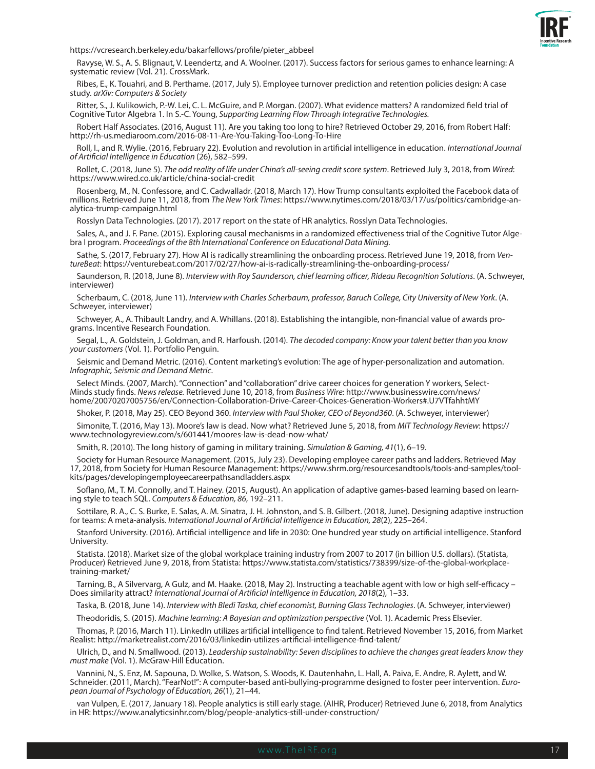https://vcresearch.berkeley.edu/bakarfellows/profile/pieter_abbeel

Ravyse, W. S., A. S. Blignaut, V. Leendertz, and A. Woolner. (2017). Success factors for serious games to enhance learning: A systematic review (Vol. 21). CrossMark.

Ribes, E., K. Touahri, and B. Perthame. (2017, July 5). Employee turnover prediction and retention policies design: A case study. *arXiv: Computers & Society*

Ritter, S., J. Kulikowich, P.-W. Lei, C. L. McGuire, and P. Morgan. (2007). What evidence matters? A randomized field trial of Cognitive Tutor Algebra 1. In S.-C. Young, *Supporting Learning Flow Through Integrative Technologies.*

Robert Half Associates. (2016, August 11). Are you taking too long to hire? Retrieved October 29, 2016, from Robert Half: http://rh-us.mediaroom.com/2016-08-11-Are-You-Taking-Too-Long-To-Hire

Roll, I., and R. Wylie. (2016, February 22). Evolution and revolution in artificial intelligence in education. *International Journal of Artificial Intelligence in Education* (26), 582–599.

Rollet, C. (2018, June 5). *The odd reality of life under China's all-seeing credit score system*. Retrieved July 3, 2018, from *Wired*: https://www.wired.co.uk/article/china-social-credit

Rosenberg, M., N. Confessore, and C. Cadwalladr. (2018, March 17). How Trump consultants exploited the Facebook data of millions. Retrieved June 11, 2018, from *The New York Times*: https://www.nytimes.com/2018/03/17/us/politics/cambridge-analytica-trump-campaign.html

Rosslyn Data Technologies. (2017). 2017 report on the state of HR analytics. Rosslyn Data Technologies.

Sales, A., and J. F. Pane. (2015). Exploring causal mechanisms in a randomized effectiveness trial of the Cognitive Tutor Algebra I program. *Proceedings of the 8th International Conference on Educational Data Mining.*

Sathe, S. (2017, February 27). How AI is radically streamlining the onboarding process. Retrieved June 19, 2018, from *VentureBeat*: https://venturebeat.com/2017/02/27/how-ai-is-radically-streamlining-the-onboarding-process/

Saunderson, R. (2018, June 8). *Interview with Roy Saunderson, chief learning officer, Rideau Recognition Solutions*. (A. Schweyer, interviewer)

Scherbaum, C. (2018, June 11). *Interview with Charles Scherbaum, professor, Baruch College, City University of New York*. (A. Schweyer, interviewer)

Schweyer, A., A. Thibault Landry, and A. Whillans. (2018). Establishing the intangible, non-financial value of awards programs. Incentive Research Foundation.

Segal, L., A. Goldstein, J. Goldman, and R. Harfoush. (2014). *The decoded company: Know your talent better than you know your customers* (Vol. 1). Portfolio Penguin.

Seismic and Demand Metric. (2016). Content marketing's evolution: The age of hyper-personalization and automation. *Infographic, Seismic and Demand Metric*.

Select Minds. (2007, March). "Connection" and "collaboration" drive career choices for generation Y workers, SelectMinds study finds. *News release.* Retrieved June 10, 2018, from *Business Wire*: http://www.businesswire.com/news/home/20070207005756/en/Connection-Collaboration-Drive-Career-Choices-Generation-Workers#.U7VTfahhtMY

Shoker, P. (2018, May 25). CEO Beyond 360. *Interview with Paul Shoker, CEO of Beyond360*. (A. Schweyer, interviewer)

Simonite, T. (2016, May 13). Moore's law is dead. Now what? Retrieved June 5, 2018, from *MIT Technology Review*: https://www.technologyreview.com/s/601441/moores-law-is-dead-now-what/

Smith, R. (2010). The long history of gaming in military training. *Simulation & Gaming, 41*(1), 6–19.

Society for Human Resource Management. (2015, July 23). Developing employee career paths and ladders. Retrieved May 17, 2018, from Society for Human Resource Management: https://www.shrm.org/resourcesandtools/tools-and-samples/toolkits/pages/developingemployeecareerpathsandladders.aspx

Soflano, M., T. M. Connolly, and T. Hainey. (2015, August). An application of adaptive games-based learning based on learning style to teach SQL. *Computers & Education, 86*, 192–211.

Sottilare, R. A., C. S. Burke, E. Salas, A. M. Sinatra, J. H. Johnston, and S. B. Gilbert. (2018, June). Designing adaptive instruction for teams: A meta-analysis. *International Journal of Artificial Intelligence in Education, 28*(2), 225–264.

Stanford University. (2016). Artificial intelligence and life in 2030: One hundred year study on artificial intelligence. Stanford University.

Statista. (2018). Market size of the global workplace training industry from 2007 to 2017 (in billion U.S. dollars). (Statista, Producer) Retrieved June 9, 2018, from Statista: https://www.statista.com/statistics/738399/size-of-the-global-workplace-training-market/

Tarning, B., A Silvervarg, A Gulz, and M. Haake. (2018, May 2). Instructing a teachable agent with low or high self-efficacy – Does similarity attract? *International Journal of Artificial Intelligence in Education, 2018*(2), 1–33.

Taska, B. (2018, June 14). *Interview with Bledi Taska, chief economist, Burning Glass Technologies*. (A. Schweyer, interviewer)

Theodoridis, S. (2015). *Machine learning: A Bayesian and optimization perspective* (Vol. 1). Academic Press Elsevier.

Thomas, P. (2016, March 11). LinkedIn utilizes artificial intelligence to find talent. Retrieved November 15, 2016, from Market Realist: http://marketrealist.com/2016/03/linkedin-utilizes-artificial-intelligence-find-talent/

Ulrich, D., and N. Smallwood. (2013). *Leadership sustainability: Seven disciplines to achieve the changes great leaders know they must make* (Vol. 1). McGraw-Hill Education.

Vannini, N., S. Enz, M. Sapouna, D. Wolke, S. Watson, S. Woods, K. Dautenhahn, L. Hall, A. Paiva, E. Andre, R. Aylett, and W. Schneider. (2011, March). "FearNot!": A computer-based anti-bullying-programme designed to foster peer intervention. *European Journal of Psychology of Education, 26*(1), 21–44.

van Vulpen, E. (2017, January 18). People analytics is still early stage. (AIHR, Producer) Retrieved June 6, 2018, from Analytics in HR: https://www.analyticsinhr.com/blog/people-analytics-still-under-construction/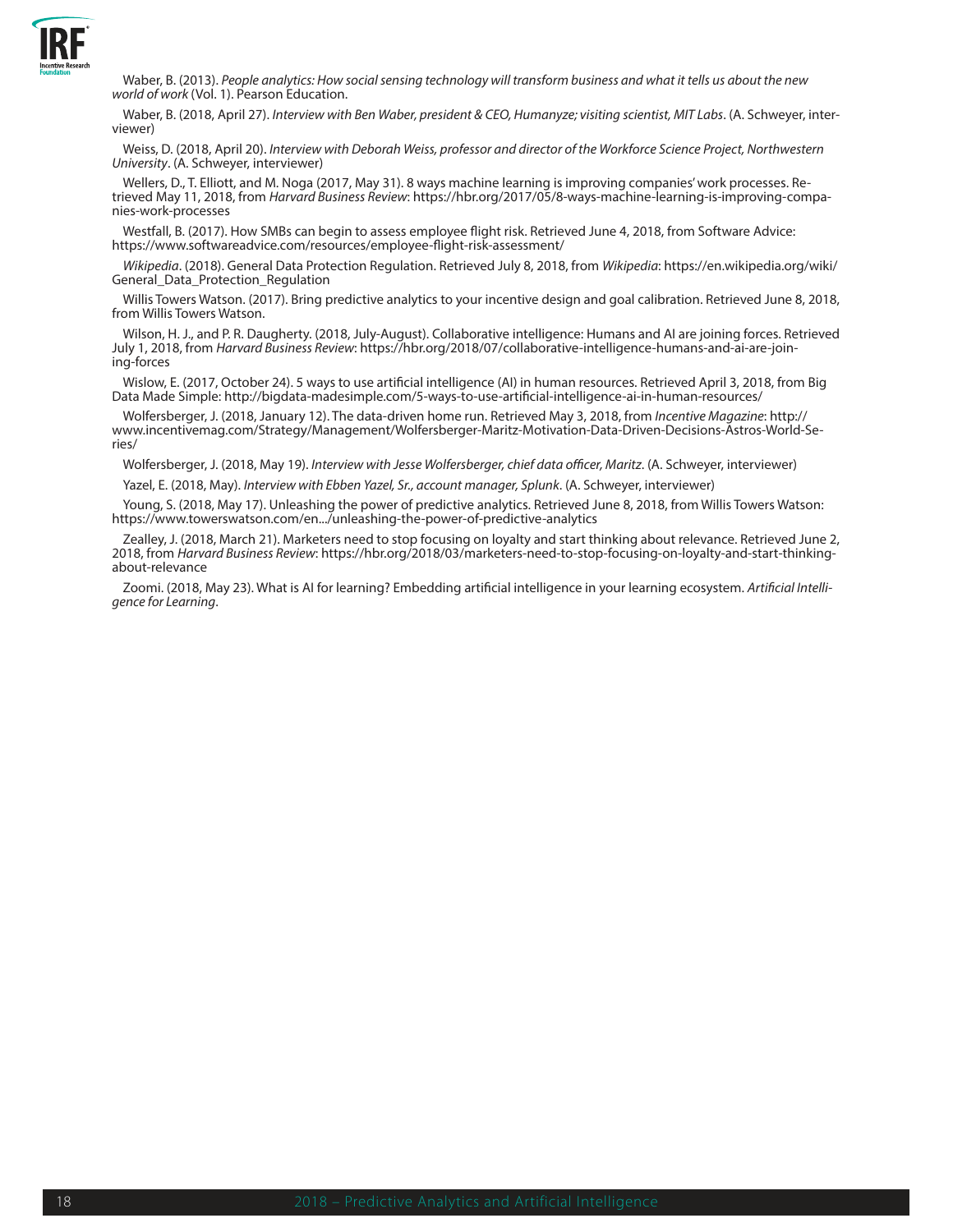Waber, B. (2013). *People analytics: How social sensing technology will transform business and what it tells us about the new world of work* (Vol. 1). Pearson Education.

Waber, B. (2018, April 27). *Interview with Ben Waber, president & CEO, Humanyze; visiting scientist, MIT Labs*. (A. Schweyer, interviewer)

Weiss, D. (2018, April 20). *Interview with Deborah Weiss, professor and director of the Workforce Science Project, Northwestern University*. (A. Schweyer, interviewer)

Wellers, D., T. Elliott, and M. Noga (2017, May 31). 8 ways machine learning is improving companies' work processes. Retrieved May 11, 2018, from *Harvard Business Review*: https://hbr.org/2017/05/8-ways-machine-learning-is-improving-companies-work-processes

Westfall, B. (2017). How SMBs can begin to assess employee flight risk. Retrieved June 4, 2018, from Software Advice: https://www.softwareadvice.com/resources/employee-flight-risk-assessment/

*Wikipedia*. (2018). General Data Protection Regulation. Retrieved July 8, 2018, from *Wikipedia*: https://en.wikipedia.org/wiki/General_Data_Protection_Regulation

Willis Towers Watson. (2017). Bring predictive analytics to your incentive design and goal calibration. Retrieved June 8, 2018, from Willis Towers Watson.

Wilson, H. J., and P. R. Daugherty. (2018, July-August). Collaborative intelligence: Humans and AI are joining forces. Retrieved July 1, 2018, from *Harvard Business Review*: https://hbr.org/2018/07/collaborative-intelligence-humans-and-ai-are-joining-forces

Wislow, E. (2017, October 24). 5 ways to use artificial intelligence (AI) in human resources. Retrieved April 3, 2018, from Big Data Made Simple: http://bigdata-madesimple.com/5-ways-to-use-artificial-intelligence-ai-in-human-resources/

Wolfersberger, J. (2018, January 12). The data-driven home run. Retrieved May 3, 2018, from *Incentive Magazine*: http://www.incentivemag.com/Strategy/Management/Wolfersberger-Maritz-Motivation-Data-Driven-Decisions-Astros-World-Series/

Wolfersberger, J. (2018, May 19). *Interview with Jesse Wolfersberger, chief data officer, Maritz*. (A. Schweyer, interviewer)

Yazel, E. (2018, May). *Interview with Ebben Yazel, Sr., account manager, Splunk*. (A. Schweyer, interviewer)

Young, S. (2018, May 17). Unleashing the power of predictive analytics. Retrieved June 8, 2018, from Willis Towers Watson: https://www.towerswatson.com/en.../unleashing-the-power-of-predictive-analytics

Zealley, J. (2018, March 21). Marketers need to stop focusing on loyalty and start thinking about relevance. Retrieved June 2, 2018, from *Harvard Business Review*: https://hbr.org/2018/03/marketers-need-to-stop-focusing-on-loyalty-and-start-thinking-about-relevance

Zoomi. (2018, May 23). What is AI for learning? Embedding artificial intelligence in your learning ecosystem. *Artificial Intelligence for Learning*.